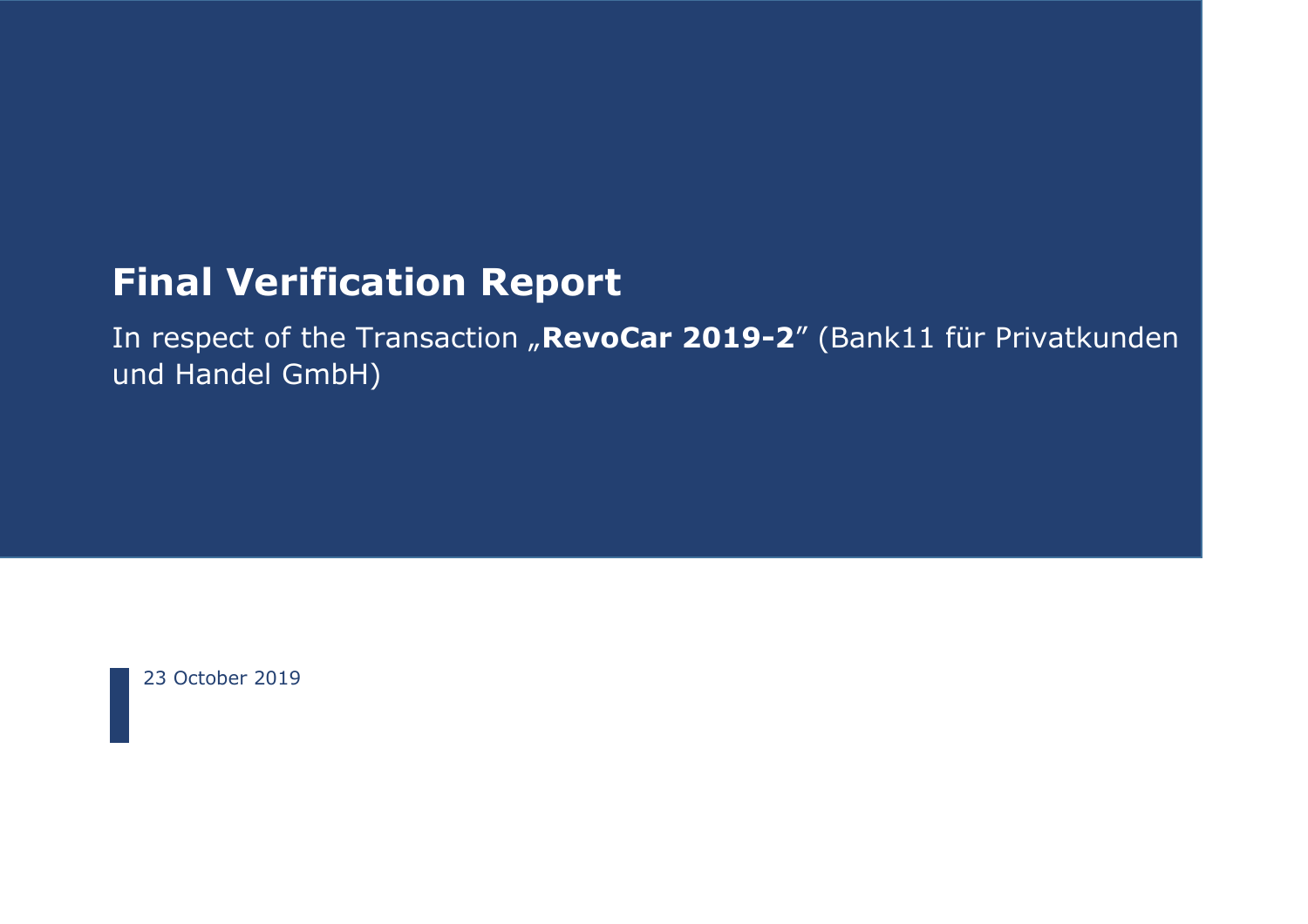# Final Verification Report

In respect of the Transaction „**RevoCar 2019-2**" (Bank11 für Privatkunden und Handel GmbH)

23 October 2019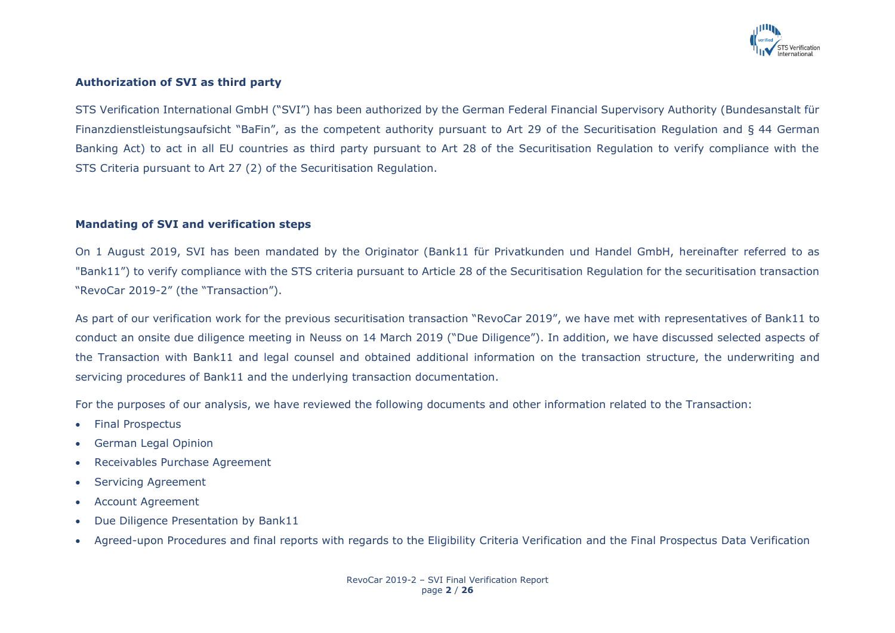## Authorization of SVI as third party

STS Verification International GmbH ("SVI") has been authorized by the German Federal Financial Supervisory Authority (Bundesanstalt für Finanzdienstleistungsaufsicht "BaFin", as the competent authority pursuant to Art 29 of the Securitisation Regulation and § 44 German Banking Act) to act in all EU countries as third party pursuant to Art 28 of the Securitisation Regulation to verify compliance with the STS Criteria pursuant to Art 27 (2) of the Securitisation Regulation.

## Mandating of SVI and verification steps

On 1 August 2019, SVI has been mandated by the Originator (Bank11 für Privatkunden und Handel GmbH, hereinafter referred to as "Bank11") to verify compliance with the STS criteria pursuant to Article 28 of the Securitisation Regulation for the securitisation transaction "RevoCar 2019-2" (the "Transaction").

As part of our verification work for the previous securitisation transaction "RevoCar 2019", we have met with representatives of Bank11 to conduct an onsite due diligence meeting in Neuss on 14 March 2019 ("Due Diligence"). In addition, we have discussed selected aspects of the Transaction with Bank11 and legal counsel and obtained additional information on the transaction structure, the underwriting and servicing procedures of Bank11 and the underlying transaction documentation.

For the purposes of our analysis, we have reviewed the following documents and other information related to the Transaction:

- Final Prospectus
- German Legal Opinion
- Receivables Purchase Agreement
- Servicing Agreement
- Account Agreement
- Due Diligence Presentation by Bank11
- Agreed-upon Procedures and final reports with regards to the Eligibility Criteria Verification and the Final Prospectus Data Verification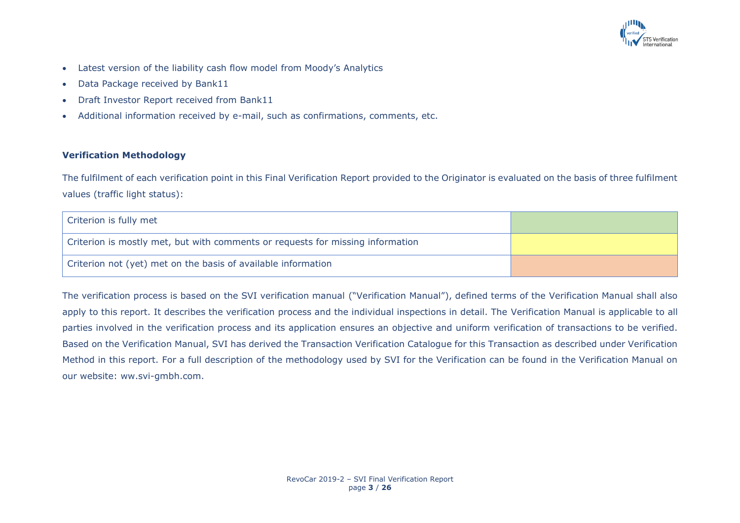- Latest version of the liability cash flow model from Moody's Analytics
- Data Package received by Bank11
- Draft Investor Report received from Bank11
- Additional information received by e-mail, such as confirmations, comments, etc.

**Verification Methodology**

The fulfilment of each verification point in this Final Verification Report provided to the Originator is evaluated on the basis of three fulfilment values (traffic light status):

| | |
|---|---|
| Criterion is fully met | |
| Criterion is mostly met, but with comments or requests for missing information | |
| Criterion not (yet) met on the basis of available information | |

The verification process is based on the SVI verification manual ("Verification Manual"), defined terms of the Verification Manual shall also apply to this report. It describes the verification process and the individual inspections in detail. The Verification Manual is applicable to all parties involved in the verification process and its application ensures an objective and uniform verification of transactions to be verified. Based on the Verification Manual, SVI has derived the Transaction Verification Catalogue for this Transaction as described under Verification Method in this report. For a full description of the methodology used by SVI for the Verification can be found in the Verification Manual on our website: ww.svi-gmbh.com.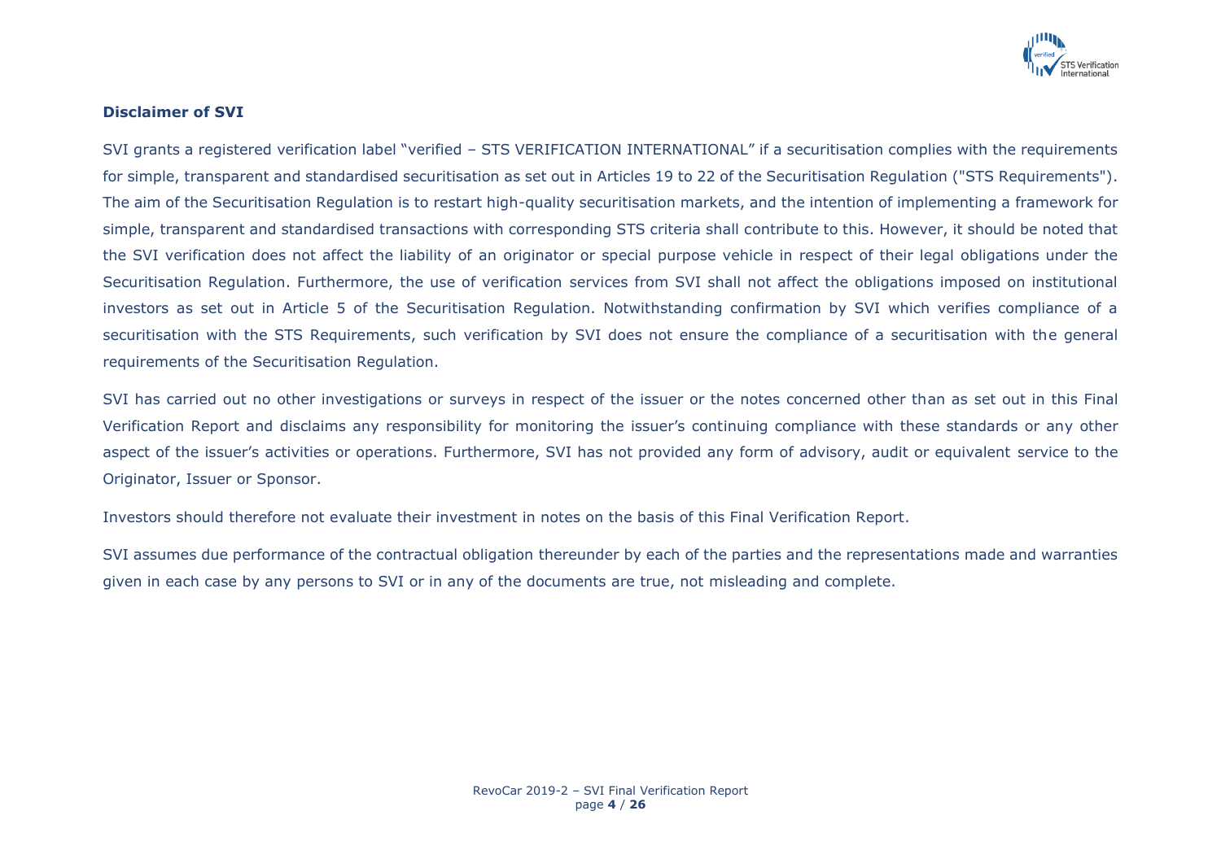### Disclaimer of SVI

SVI grants a registered verification label "verified – STS VERIFICATION INTERNATIONAL" if a securitisation complies with the requirements for simple, transparent and standardised securitisation as set out in Articles 19 to 22 of the Securitisation Regulation ("STS Requirements"). The aim of the Securitisation Regulation is to restart high-quality securitisation markets, and the intention of implementing a framework for simple, transparent and standardised transactions with corresponding STS criteria shall contribute to this. However, it should be noted that the SVI verification does not affect the liability of an originator or special purpose vehicle in respect of their legal obligations under the Securitisation Regulation. Furthermore, the use of verification services from SVI shall not affect the obligations imposed on institutional investors as set out in Article 5 of the Securitisation Regulation. Notwithstanding confirmation by SVI which verifies compliance of a securitisation with the STS Requirements, such verification by SVI does not ensure the compliance of a securitisation with the general requirements of the Securitisation Regulation.

SVI has carried out no other investigations or surveys in respect of the issuer or the notes concerned other than as set out in this Final Verification Report and disclaims any responsibility for monitoring the issuer's continuing compliance with these standards or any other aspect of the issuer's activities or operations. Furthermore, SVI has not provided any form of advisory, audit or equivalent service to the Originator, Issuer or Sponsor.

Investors should therefore not evaluate their investment in notes on the basis of this Final Verification Report.

SVI assumes due performance of the contractual obligation thereunder by each of the parties and the representations made and warranties given in each case by any persons to SVI or in any of the documents are true, not misleading and complete.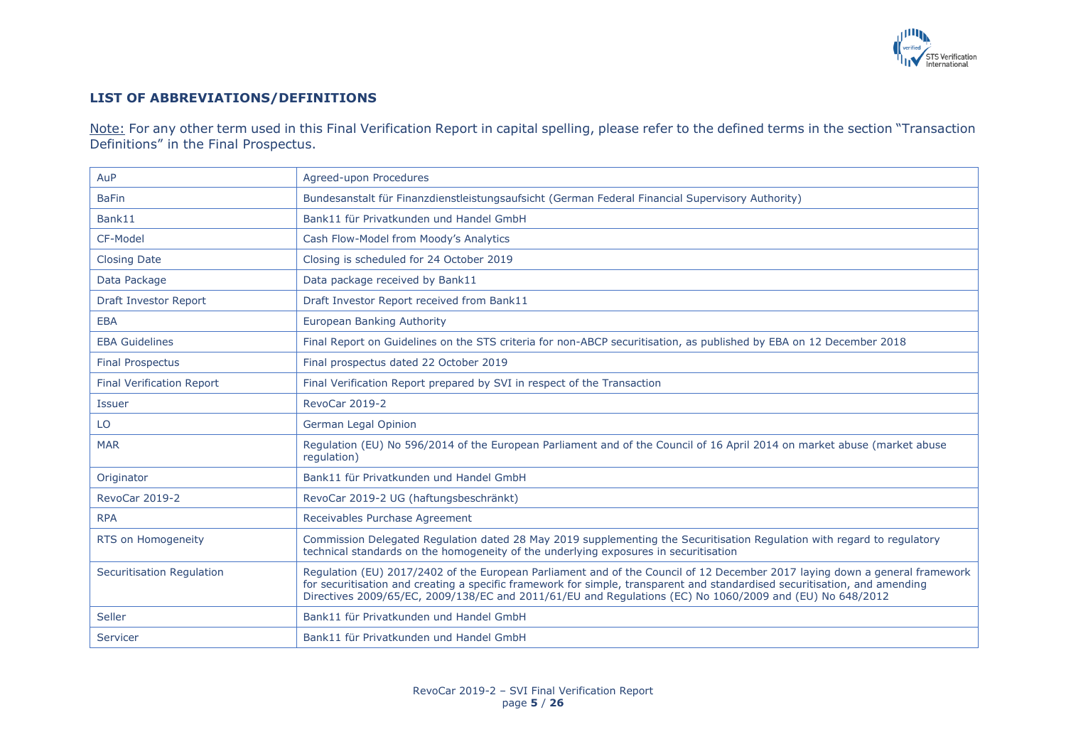## LIST OF ABBREVIATIONS/DEFINITIONS

Note: For any other term used in this Final Verification Report in capital spelling, please refer to the defined terms in the section "Transaction Definitions" in the Final Prospectus.

| | |
|---|---|
| AuP | Agreed-upon Procedures |
| BaFin | Bundesanstalt für Finanzdienstleistungsaufsicht (German Federal Financial Supervisory Authority) |
| Bank11 | Bank11 für Privatkunden und Handel GmbH |
| CF-Model | Cash Flow-Model from Moody's Analytics |
| Closing Date | Closing is scheduled for 24 October 2019 |
| Data Package | Data package received by Bank11 |
| Draft Investor Report | Draft Investor Report received from Bank11 |
| EBA | European Banking Authority |
| EBA Guidelines | Final Report on Guidelines on the STS criteria for non-ABCP securitisation, as published by EBA on 12 December 2018 |
| Final Prospectus | Final prospectus dated 22 October 2019 |
| Final Verification Report | Final Verification Report prepared by SVI in respect of the Transaction |
| Issuer | RevoCar 2019-2 |
| LO | German Legal Opinion |
| MAR | Regulation (EU) No 596/2014 of the European Parliament and of the Council of 16 April 2014 on market abuse (market abuse regulation) |
| Originator | Bank11 für Privatkunden und Handel GmbH |
| RevoCar 2019-2 | RevoCar 2019-2 UG (haftungsbeschränkt) |
| RPA | Receivables Purchase Agreement |
| RTS on Homogeneity | Commission Delegated Regulation dated 28 May 2019 supplementing the Securitisation Regulation with regard to regulatory technical standards on the homogeneity of the underlying exposures in securitisation |
| Securitisation Regulation | Regulation (EU) 2017/2402 of the European Parliament and of the Council of 12 December 2017 laying down a general framework for securitisation and creating a specific framework for simple, transparent and standardised securitisation, and amending Directives 2009/65/EC, 2009/138/EC and 2011/61/EU and Regulations (EC) No 1060/2009 and (EU) No 648/2012 |
| Seller | Bank11 für Privatkunden und Handel GmbH |
| Servicer | Bank11 für Privatkunden und Handel GmbH |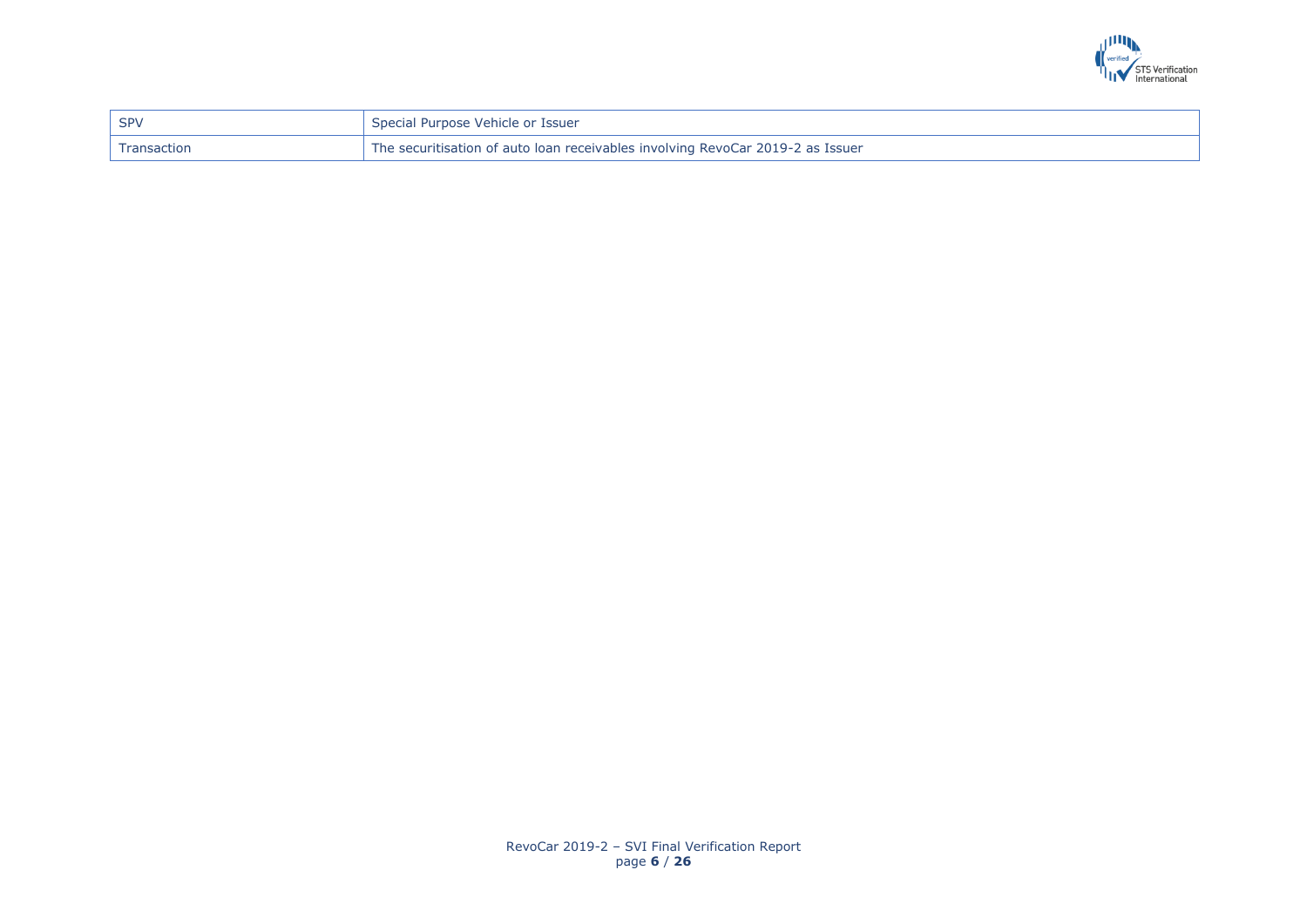| SPV | Special Purpose Vehicle or Issuer |
| --- | --- |
| Transaction | The securitisation of auto loan receivables involving RevoCar 2019-2 as Issuer |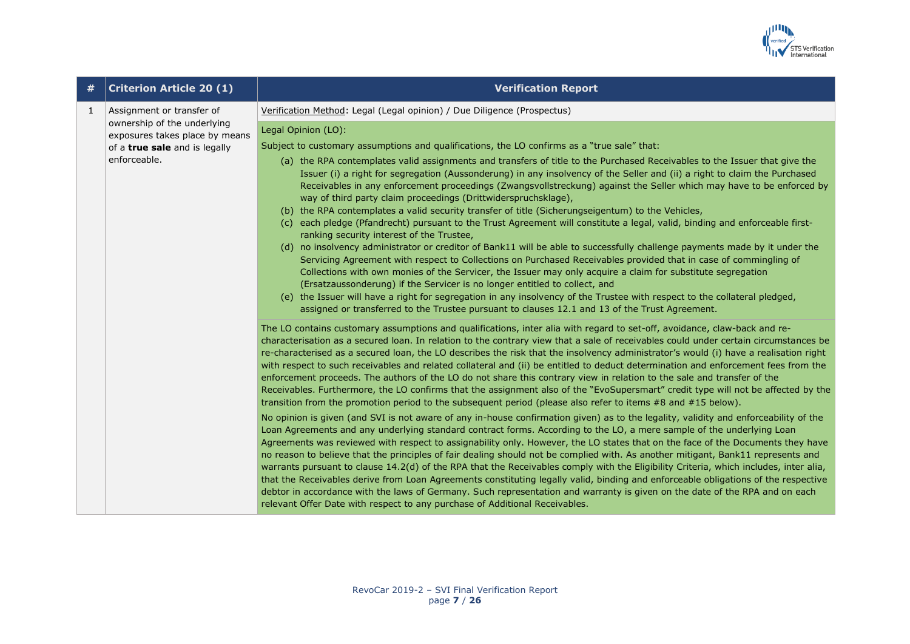| # | Criterion Article 20 (1) | Verification Report |
|---|---|---|
| 1 | Assignment or transfer of ownership of the underlying exposures takes place by means of a **true sale** and is legally enforceable. | Verification Method: Legal (Legal opinion) / Due Diligence (Prospectus) |
| | | Legal Opinion (LO):<br><br>Subject to customary assumptions and qualifications, the LO confirms as a "true sale" that:<br><br>(a) the RPA contemplates valid assignments and transfers of title to the Purchased Receivables to the Issuer that give the Issuer (i) a right for segregation (Aussonderung) in any insolvency of the Seller and (ii) a right to claim the Purchased Receivables in any enforcement proceedings (Zwangsvollstreckung) against the Seller which may have to be enforced by way of third party claim proceedings (Drittwiderspruchsklage),<br>(b) the RPA contemplates a valid security transfer of title (Sicherungseigentum) to the Vehicles,<br>(c) each pledge (Pfandrecht) pursuant to the Trust Agreement will constitute a legal, valid, binding and enforceable first-ranking security interest of the Trustee,<br>(d) no insolvency administrator or creditor of Bank11 will be able to successfully challenge payments made by it under the Servicing Agreement with respect to Collections on Purchased Receivables provided that in case of commingling of Collections with own monies of the Servicer, the Issuer may only acquire a claim for substitute segregation (Ersatzaussonderung) if the Servicer is no longer entitled to collect, and<br>(e) the Issuer will have a right for segregation in any insolvency of the Trustee with respect to the collateral pledged, assigned or transferred to the Trustee pursuant to clauses 12.1 and 13 of the Trust Agreement. |
| | | The LO contains customary assumptions and qualifications, inter alia with regard to set-off, avoidance, claw-back and re-characterisation as a secured loan. In relation to the contrary view that a sale of receivables could under certain circumstances be re-characterised as a secured loan, the LO describes the risk that the insolvency administrator's would (i) have a realisation right with respect to such receivables and related collateral and (ii) be entitled to deduct determination and enforcement fees from the enforcement proceeds. The authors of the LO do not share this contrary view in relation to the sale and transfer of the Receivables. Furthermore, the LO confirms that the assignment also of the "EvoSupersmart" credit type will not be affected by the transition from the promotion period to the subsequent period (please also refer to items #8 and #15 below).<br><br>No opinion is given (and SVI is not aware of any in-house confirmation given) as to the legality, validity and enforceability of the Loan Agreements and any underlying standard contract forms. According to the LO, a mere sample of the underlying Loan Agreements was reviewed with respect to assignability only. However, the LO states that on the face of the Documents they have no reason to believe that the principles of fair dealing should not be complied with. As another mitigant, Bank11 represents and warrants pursuant to clause 14.2(d) of the RPA that the Receivables comply with the Eligibility Criteria, which includes, inter alia, that the Receivables derive from Loan Agreements constituting legally valid, binding and enforceable obligations of the respective debtor in accordance with the laws of Germany. Such representation and warranty is given on the date of the RPA and on each relevant Offer Date with respect to any purchase of Additional Receivables. |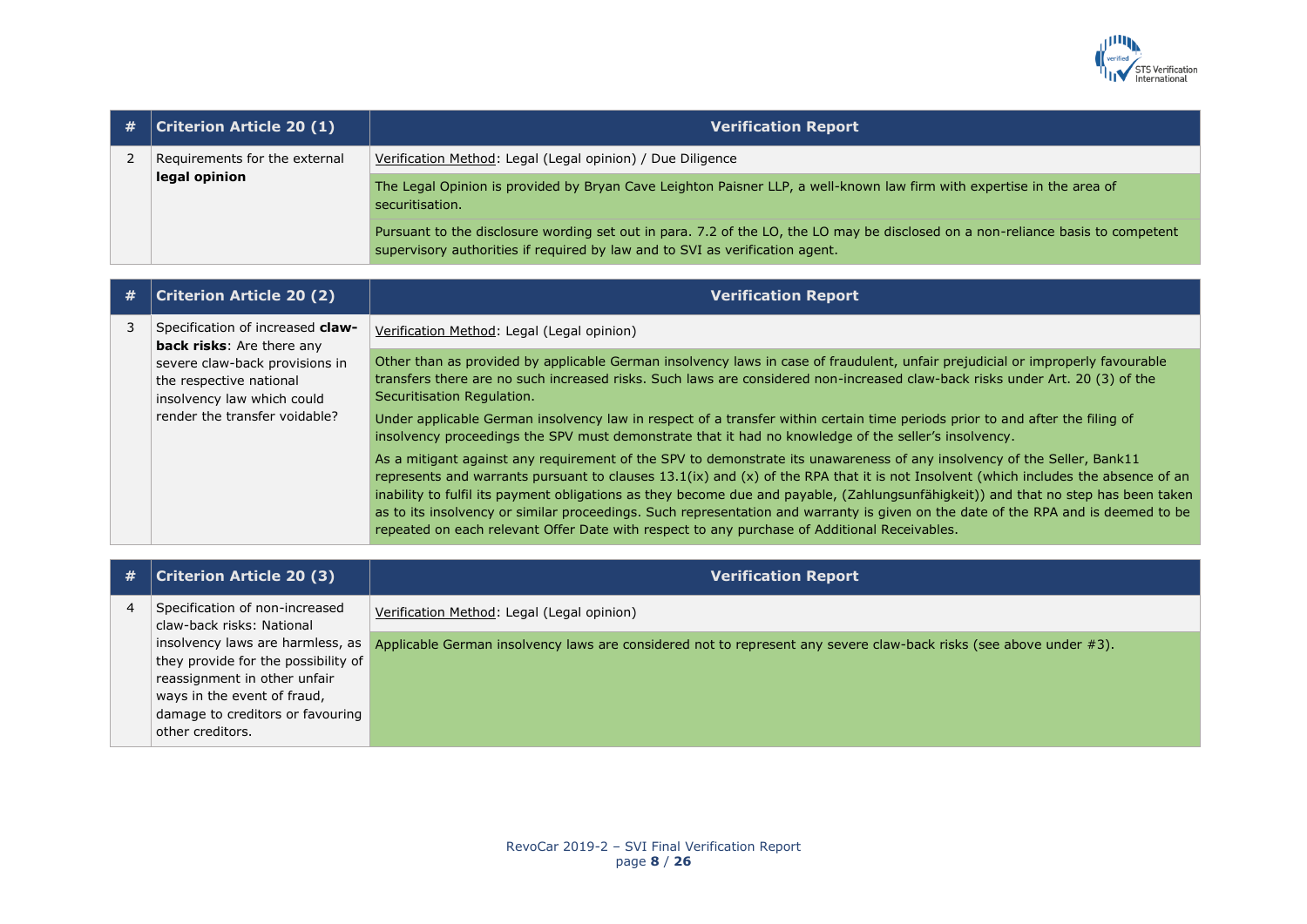| # | Criterion Article 20 (1) | Verification Report |
|---|---|---|
| 2 | Requirements for the external **legal opinion** | Verification Method: Legal (Legal opinion) / Due Diligence |
| | | The Legal Opinion is provided by Bryan Cave Leighton Paisner LLP, a well-known law firm with expertise in the area of securitisation. |
| | | Pursuant to the disclosure wording set out in para. 7.2 of the LO, the LO may be disclosed on a non-reliance basis to competent supervisory authorities if required by law and to SVI as verification agent. |

| # | Criterion Article 20 (2) | Verification Report |
|---|---|---|
| 3 | Specification of increased **claw-back risks**: Are there any severe claw-back provisions in the respective national insolvency law which could render the transfer voidable? | Verification Method: Legal (Legal opinion) |
| | | Other than as provided by applicable German insolvency laws in case of fraudulent, unfair prejudicial or improperly favourable transfers there are no such increased risks. Such laws are considered non-increased claw-back risks under Art. 20 (3) of the Securitisation Regulation. |
| | | Under applicable German insolvency law in respect of a transfer within certain time periods prior to and after the filing of insolvency proceedings the SPV must demonstrate that it had no knowledge of the seller's insolvency. |
| | | As a mitigant against any requirement of the SPV to demonstrate its unawareness of any insolvency of the Seller, Bank11 represents and warrants pursuant to clauses 13.1(ix) and (x) of the RPA that it is not Insolvent (which includes the absence of an inability to fulfil its payment obligations as they become due and payable, (Zahlungsunfähigkeit)) and that no step has been taken as to its insolvency or similar proceedings. Such representation and warranty is given on the date of the RPA and is deemed to be repeated on each relevant Offer Date with respect to any purchase of Additional Receivables. |

| # | Criterion Article 20 (3) | Verification Report |
|---|---|---|
| 4 | Specification of non-increased claw-back risks: National insolvency laws are harmless, as they provide for the possibility of reassignment in other unfair ways in the event of fraud, damage to creditors or favouring other creditors. | Verification Method: Legal (Legal opinion) |
| | | Applicable German insolvency laws are considered not to represent any severe claw-back risks (see above under #3). |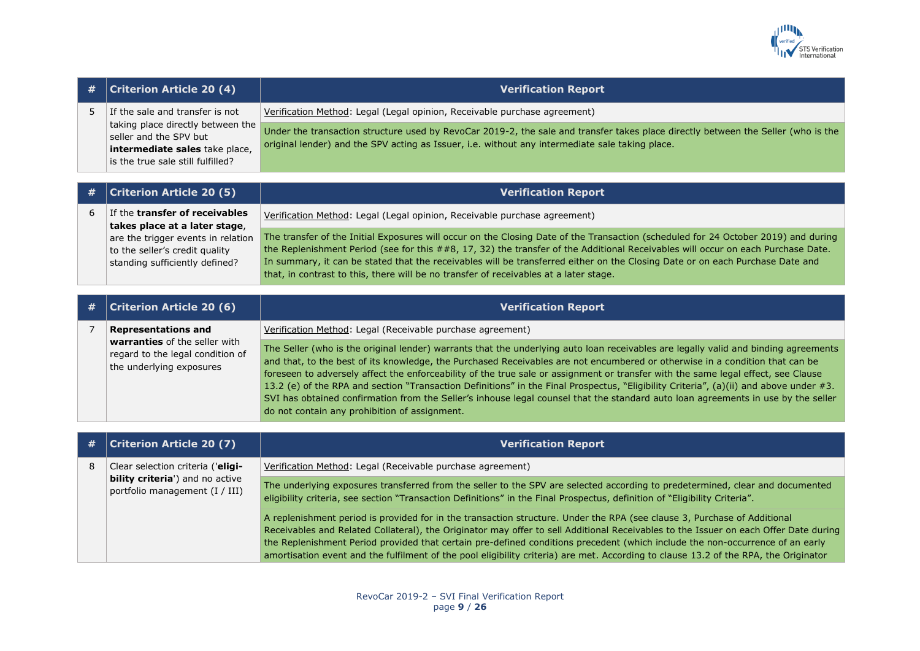| # | Criterion Article 20 (4) | Verification Report |
|---|---|---|
| 5 | If the sale and transfer is not taking place directly between the seller and the SPV but **intermediate sales** take place, is the true sale still fulfilled? | Verification Method: Legal (Legal opinion, Receivable purchase agreement) |
| | | Under the transaction structure used by RevoCar 2019-2, the sale and transfer takes place directly between the Seller (who is the original lender) and the SPV acting as Issuer, i.e. without any intermediate sale taking place. |

| # | Criterion Article 20 (5) | Verification Report |
|---|---|---|
| 6 | If the **transfer of receivables takes place at a later stage**, are the trigger events in relation to the seller's credit quality standing sufficiently defined? | Verification Method: Legal (Legal opinion, Receivable purchase agreement) |
| | | The transfer of the Initial Exposures will occur on the Closing Date of the Transaction (scheduled for 24 October 2019) and during the Replenishment Period (see for this ##8, 17, 32) the transfer of the Additional Receivables will occur on each Purchase Date. In summary, it can be stated that the receivables will be transferred either on the Closing Date or on each Purchase Date and that, in contrast to this, there will be no transfer of receivables at a later stage. |

| # | Criterion Article 20 (6) | Verification Report |
|---|---|---|
| 7 | **Representations and warranties** of the seller with regard to the legal condition of the underlying exposures | Verification Method: Legal (Receivable purchase agreement) |
| | | The Seller (who is the original lender) warrants that the underlying auto loan receivables are legally valid and binding agreements and that, to the best of its knowledge, the Purchased Receivables are not encumbered or otherwise in a condition that can be foreseen to adversely affect the enforceability of the true sale or assignment or transfer with the same legal effect, see Clause 13.2 (e) of the RPA and section "Transaction Definitions" in the Final Prospectus, "Eligibility Criteria", (a)(ii) and above under #3. SVI has obtained confirmation from the Seller's inhouse legal counsel that the standard auto loan agreements in use by the seller do not contain any prohibition of assignment. |

| # | Criterion Article 20 (7) | Verification Report |
|---|---|---|
| 8 | Clear selection criteria ('**eligibility criteria**') and no active portfolio management (I / III) | Verification Method: Legal (Receivable purchase agreement) |
| | | The underlying exposures transferred from the seller to the SPV are selected according to predetermined, clear and documented eligibility criteria, see section "Transaction Definitions" in the Final Prospectus, definition of "Eligibility Criteria". |
| | | A replenishment period is provided for in the transaction structure. Under the RPA (see clause 3, Purchase of Additional Receivables and Related Collateral), the Originator may offer to sell Additional Receivables to the Issuer on each Offer Date during the Replenishment Period provided that certain pre-defined conditions precedent (which include the non-occurrence of an early amortisation event and the fulfilment of the pool eligibility criteria) are met. According to clause 13.2 of the RPA, the Originator |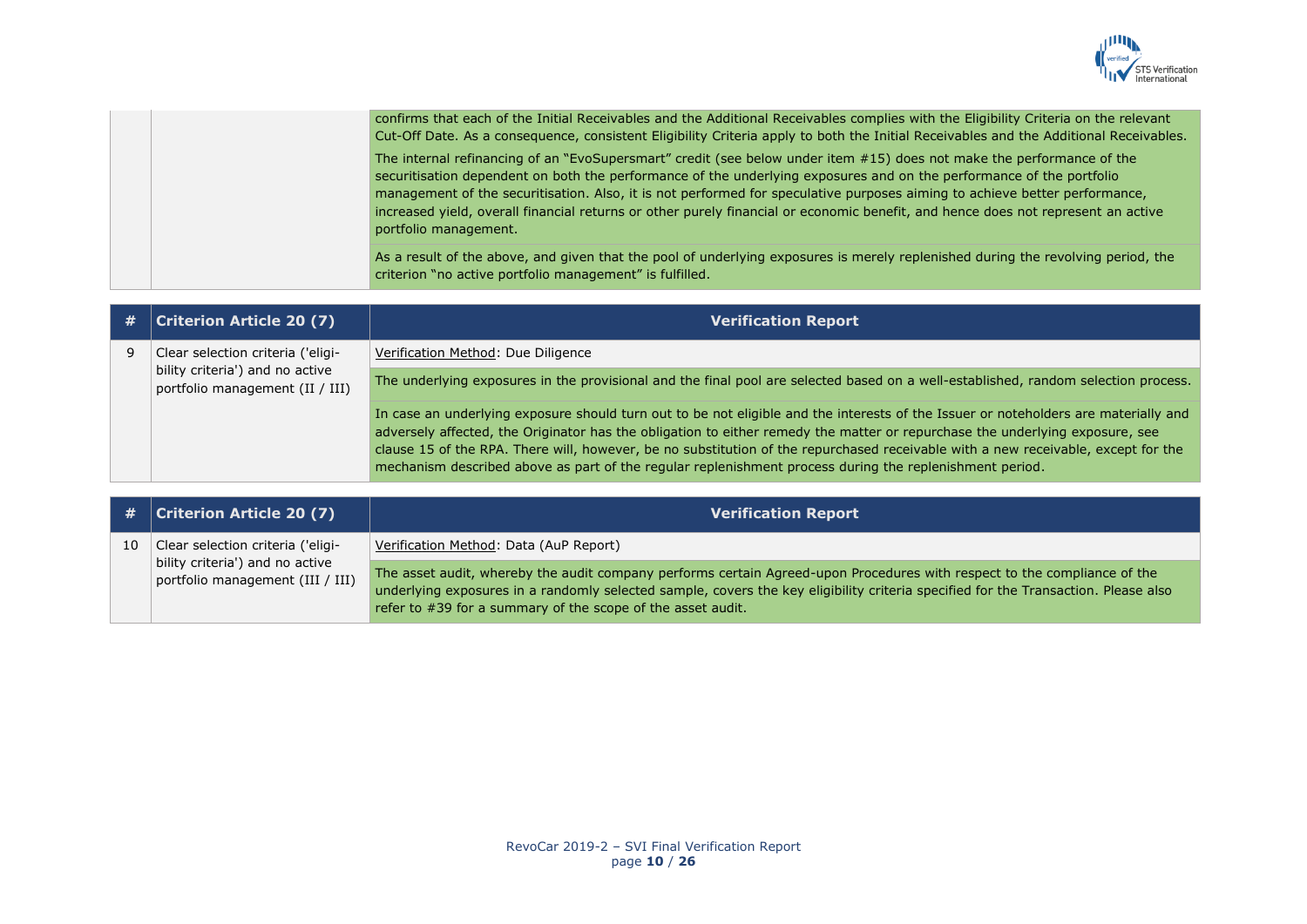| | | |
|---|---|---|
| | | confirms that each of the Initial Receivables and the Additional Receivables complies with the Eligibility Criteria on the relevant Cut-Off Date. As a consequence, consistent Eligibility Criteria apply to both the Initial Receivables and the Additional Receivables.<br><br>The internal refinancing of an "EvoSupersmart" credit (see below under item #15) does not make the performance of the securitisation dependent on both the performance of the underlying exposures and on the performance of the portfolio management of the securitisation. Also, it is not performed for speculative purposes aiming to achieve better performance, increased yield, overall financial returns or other purely financial or economic benefit, and hence does not represent an active portfolio management. |
| | | As a result of the above, and given that the pool of underlying exposures is merely replenished during the revolving period, the criterion "no active portfolio management" is fulfilled. |

| # | Criterion Article 20 (7) | Verification Report |
|---|---|---|
| 9 | Clear selection criteria ('eligibility criteria') and no active portfolio management (II / III) | Verification Method: Due Diligence |
| | | The underlying exposures in the provisional and the final pool are selected based on a well-established, random selection process. |
| | | In case an underlying exposure should turn out to be not eligible and the interests of the Issuer or noteholders are materially and adversely affected, the Originator has the obligation to either remedy the matter or repurchase the underlying exposure, see clause 15 of the RPA. There will, however, be no substitution of the repurchased receivable with a new receivable, except for the mechanism described above as part of the regular replenishment process during the replenishment period. |

| # | Criterion Article 20 (7) | Verification Report |
|---|---|---|
| 10 | Clear selection criteria ('eligibility criteria') and no active portfolio management (III / III) | Verification Method: Data (AuP Report) |
| | | The asset audit, whereby the audit company performs certain Agreed-upon Procedures with respect to the compliance of the underlying exposures in a randomly selected sample, covers the key eligibility criteria specified for the Transaction. Please also refer to #39 for a summary of the scope of the asset audit. |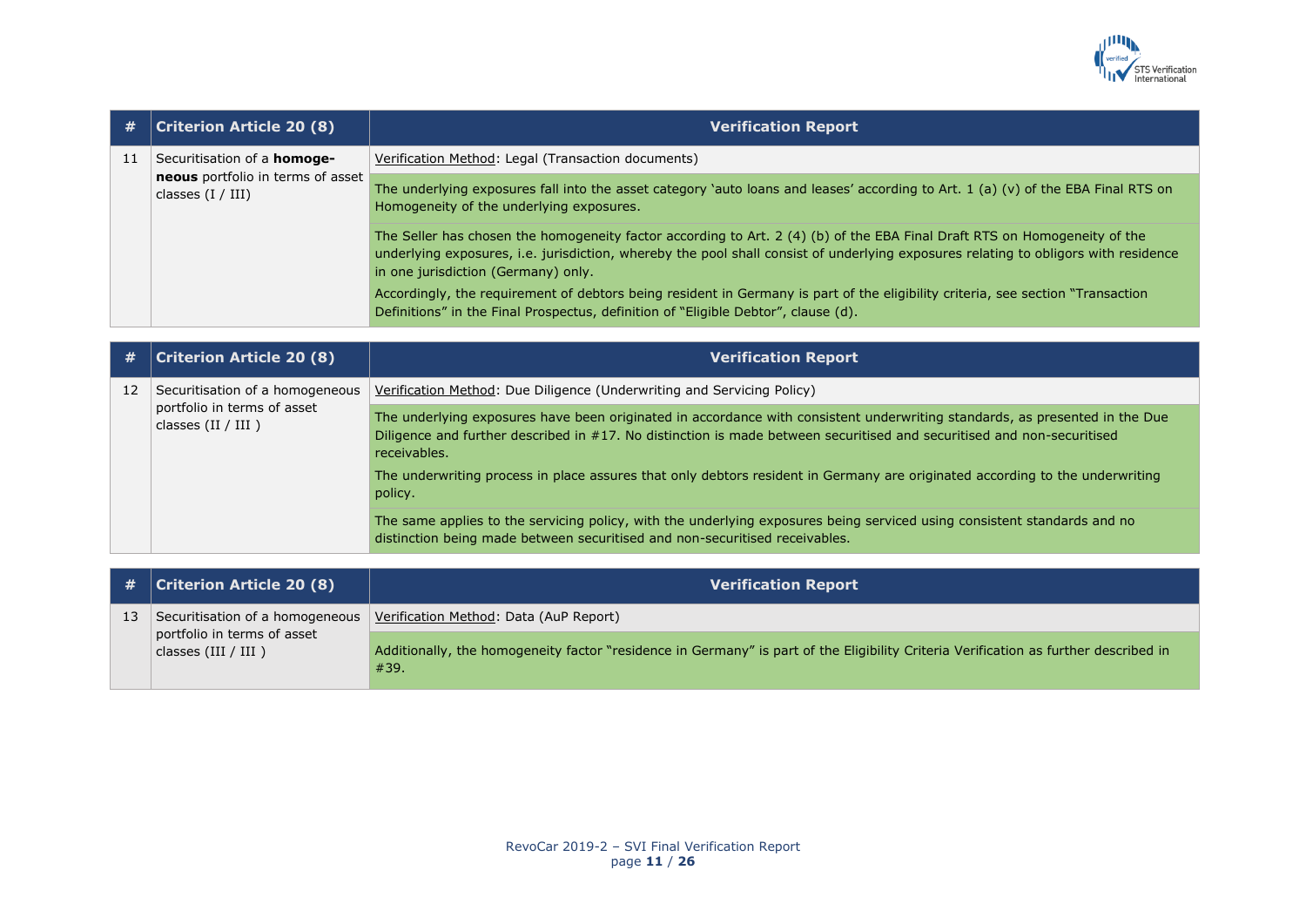| # | Criterion Article 20 (8) | Verification Report |
|---|---|---|
| 11 | Securitisation of a **homoge-neous** portfolio in terms of asset classes (I / III) | Verification Method: Legal (Transaction documents) |
| | | The underlying exposures fall into the asset category 'auto loans and leases' according to Art. 1 (a) (v) of the EBA Final RTS on Homogeneity of the underlying exposures. |
| | | The Seller has chosen the homogeneity factor according to Art. 2 (4) (b) of the EBA Final Draft RTS on Homogeneity of the underlying exposures, i.e. jurisdiction, whereby the pool shall consist of underlying exposures relating to obligors with residence in one jurisdiction (Germany) only.<br>Accordingly, the requirement of debtors being resident in Germany is part of the eligibility criteria, see section "Transaction Definitions" in the Final Prospectus, definition of "Eligible Debtor", clause (d). |

| # | Criterion Article 20 (8) | Verification Report |
|---|---|---|
| 12 | Securitisation of a homogeneous portfolio in terms of asset classes (II / III ) | Verification Method: Due Diligence (Underwriting and Servicing Policy) |
| | | The underlying exposures have been originated in accordance with consistent underwriting standards, as presented in the Due Diligence and further described in #17. No distinction is made between securitised and securitised and non-securitised receivables.<br>The underwriting process in place assures that only debtors resident in Germany are originated according to the underwriting policy. |
| | | The same applies to the servicing policy, with the underlying exposures being serviced using consistent standards and no distinction being made between securitised and non-securitised receivables. |

| # | Criterion Article 20 (8) | Verification Report |
|---|---|---|
| 13 | Securitisation of a homogeneous portfolio in terms of asset classes (III / III ) | Verification Method: Data (AuP Report) |
| | | Additionally, the homogeneity factor "residence in Germany" is part of the Eligibility Criteria Verification as further described in #39. |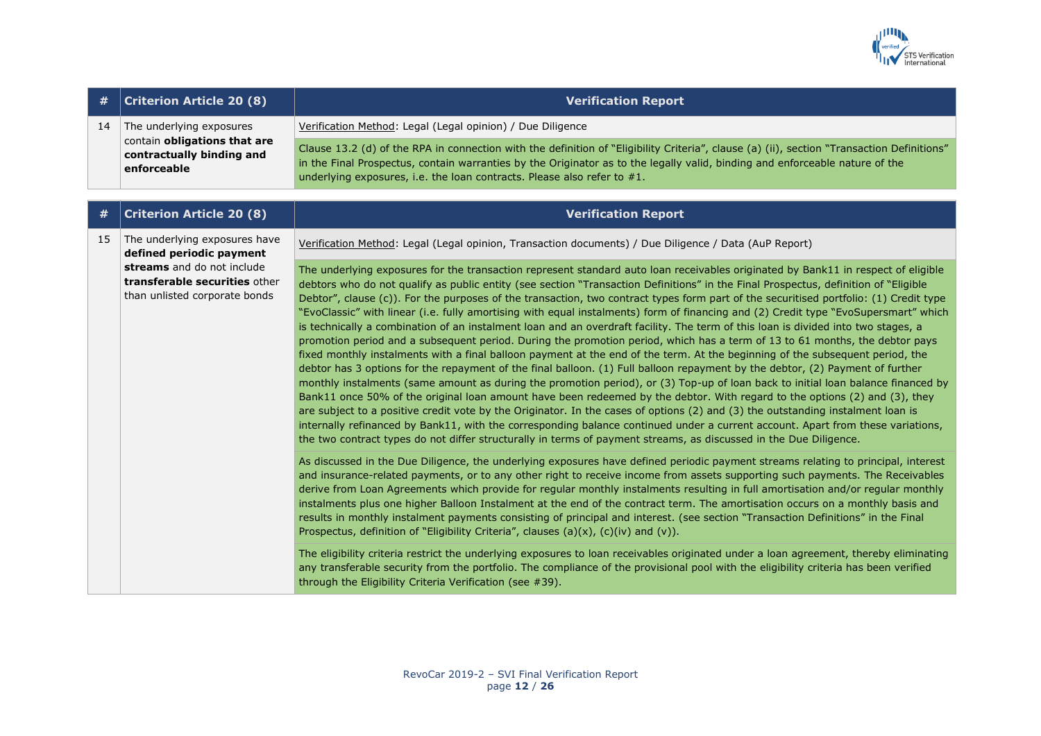| # | Criterion Article 20 (8) | Verification Report |
|---|---|---|
| 14 | The underlying exposures contain **obligations that are contractually binding and enforceable** | Verification Method: Legal (Legal opinion) / Due Diligence |
| | | Clause 13.2 (d) of the RPA in connection with the definition of "Eligibility Criteria", clause (a) (ii), section "Transaction Definitions" in the Final Prospectus, contain warranties by the Originator as to the legally valid, binding and enforceable nature of the underlying exposures, i.e. the loan contracts. Please also refer to #1. |

| # | Criterion Article 20 (8) | Verification Report |
|---|---|---|
| 15 | The underlying exposures have **defined periodic payment streams** and do not include **transferable securities** other than unlisted corporate bonds | Verification Method: Legal (Legal opinion, Transaction documents) / Due Diligence / Data (AuP Report) |
| | | The underlying exposures for the transaction represent standard auto loan receivables originated by Bank11 in respect of eligible debtors who do not qualify as public entity (see section "Transaction Definitions" in the Final Prospectus, definition of "Eligible Debtor", clause (c)). For the purposes of the transaction, two contract types form part of the securitised portfolio: (1) Credit type "EvoClassic" with linear (i.e. fully amortising with equal instalments) form of financing and (2) Credit type "EvoSupersmart" which is technically a combination of an instalment loan and an overdraft facility. The term of this loan is divided into two stages, a promotion period and a subsequent period. During the promotion period, which has a term of 13 to 61 months, the debtor pays fixed monthly instalments with a final balloon payment at the end of the term. At the beginning of the subsequent period, the debtor has 3 options for the repayment of the final balloon. (1) Full balloon repayment by the debtor, (2) Payment of further monthly instalments (same amount as during the promotion period), or (3) Top-up of loan back to initial loan balance financed by Bank11 once 50% of the original loan amount have been redeemed by the debtor. With regard to the options (2) and (3), they are subject to a positive credit vote by the Originator. In the cases of options (2) and (3) the outstanding instalment loan is internally refinanced by Bank11, with the corresponding balance continued under a current account. Apart from these variations, the two contract types do not differ structurally in terms of payment streams, as discussed in the Due Diligence. |
| | | As discussed in the Due Diligence, the underlying exposures have defined periodic payment streams relating to principal, interest and insurance-related payments, or to any other right to receive income from assets supporting such payments. The Receivables derive from Loan Agreements which provide for regular monthly instalments resulting in full amortisation and/or regular monthly instalments plus one higher Balloon Instalment at the end of the contract term. The amortisation occurs on a monthly basis and results in monthly instalment payments consisting of principal and interest. (see section "Transaction Definitions" in the Final Prospectus, definition of "Eligibility Criteria", clauses (a)(x), (c)(iv) and (v)). |
| | | The eligibility criteria restrict the underlying exposures to loan receivables originated under a loan agreement, thereby eliminating any transferable security from the portfolio. The compliance of the provisional pool with the eligibility criteria has been verified through the Eligibility Criteria Verification (see #39). |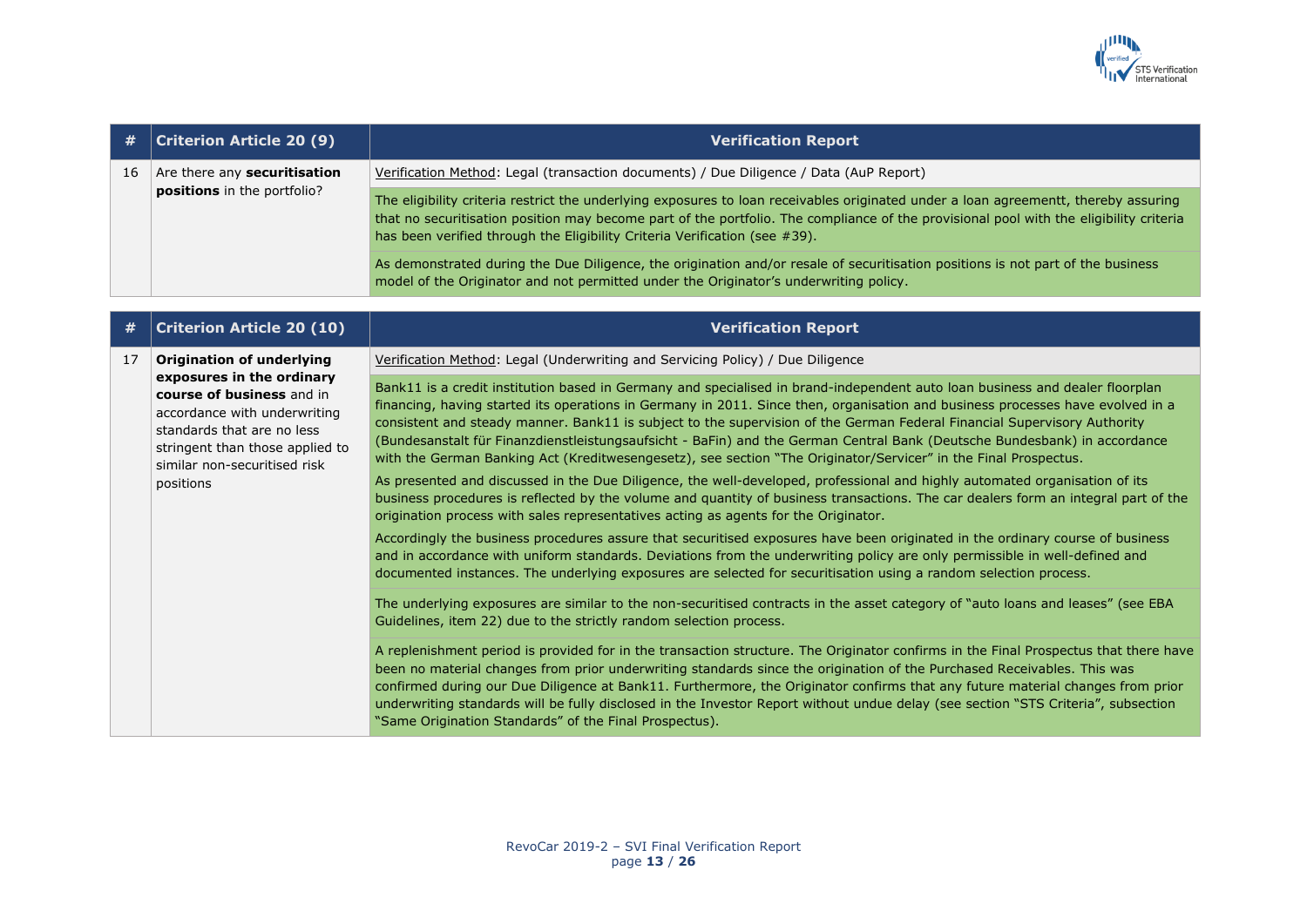| # | Criterion Article 20 (9) | Verification Report |
|---|---|---|
| 16 | Are there any **securitisation positions** in the portfolio? | Verification Method: Legal (transaction documents) / Due Diligence / Data (AuP Report) |
| | | The eligibility criteria restrict the underlying exposures to loan receivables originated under a loan agreementt, thereby assuring that no securitisation position may become part of the portfolio. The compliance of the provisional pool with the eligibility criteria has been verified through the Eligibility Criteria Verification (see #39). |
| | | As demonstrated during the Due Diligence, the origination and/or resale of securitisation positions is not part of the business model of the Originator and not permitted under the Originator's underwriting policy. |

| # | Criterion Article 20 (10) | Verification Report |
|---|---|---|
| 17 | **Origination of underlying exposures in the ordinary course of business** and in accordance with underwriting standards that are no less stringent than those applied to similar non-securitised risk positions | Verification Method: Legal (Underwriting and Servicing Policy) / Due Diligence |
| | | Bank11 is a credit institution based in Germany and specialised in brand-independent auto loan business and dealer floorplan financing, having started its operations in Germany in 2011. Since then, organisation and business processes have evolved in a consistent and steady manner. Bank11 is subject to the supervision of the German Federal Financial Supervisory Authority (Bundesanstalt für Finanzdienstleistungsaufsicht - BaFin) and the German Central Bank (Deutsche Bundesbank) in accordance with the German Banking Act (Kreditwesengesetz), see section "The Originator/Servicer" in the Final Prospectus.<br>As presented and discussed in the Due Diligence, the well-developed, professional and highly automated organisation of its business procedures is reflected by the volume and quantity of business transactions. The car dealers form an integral part of the origination process with sales representatives acting as agents for the Originator.<br>Accordingly the business procedures assure that securitised exposures have been originated in the ordinary course of business and in accordance with uniform standards. Deviations from the underwriting policy are only permissible in well-defined and documented instances. The underlying exposures are selected for securitisation using a random selection process. |
| | | The underlying exposures are similar to the non-securitised contracts in the asset category of "auto loans and leases" (see EBA Guidelines, item 22) due to the strictly random selection process. |
| | | A replenishment period is provided for in the transaction structure. The Originator confirms in the Final Prospectus that there have been no material changes from prior underwriting standards since the origination of the Purchased Receivables. This was confirmed during our Due Diligence at Bank11. Furthermore, the Originator confirms that any future material changes from prior underwriting standards will be fully disclosed in the Investor Report without undue delay (see section "STS Criteria", subsection "Same Origination Standards" of the Final Prospectus). |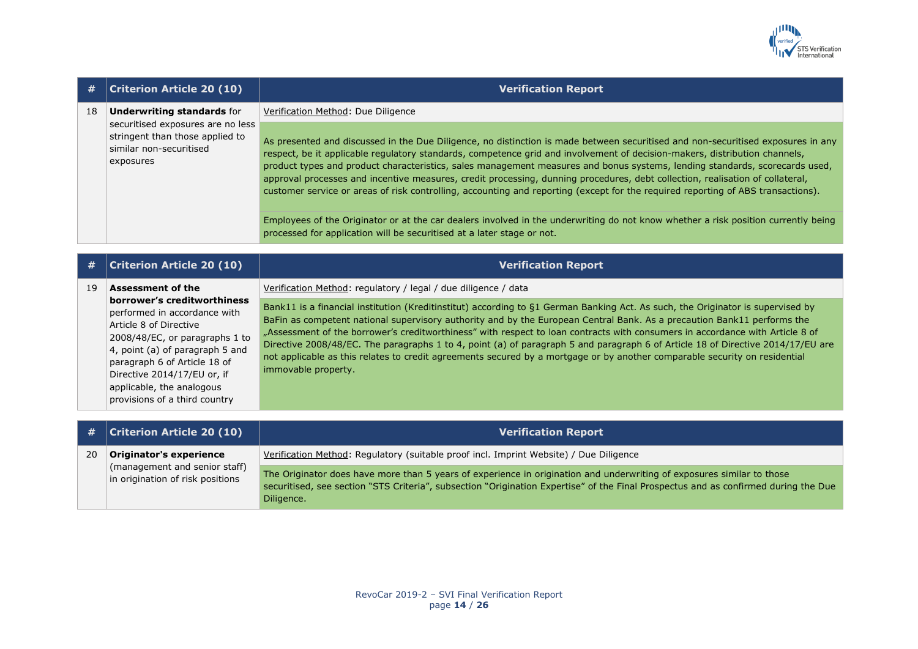| # | Criterion Article 20 (10) | Verification Report |
|---|---|---|
| 18 | **Underwriting standards** for securitised exposures are no less stringent than those applied to similar non-securitised exposures | Verification Method: Due Diligence |
| | | As presented and discussed in the Due Diligence, no distinction is made between securitised and non-securitised exposures in any respect, be it applicable regulatory standards, competence grid and involvement of decision-makers, distribution channels, product types and product characteristics, sales management measures and bonus systems, lending standards, scorecards used, approval processes and incentive measures, credit processing, dunning procedures, debt collection, realisation of collateral, customer service or areas of risk controlling, accounting and reporting (except for the required reporting of ABS transactions). |
| | | Employees of the Originator or at the car dealers involved in the underwriting do not know whether a risk position currently being processed for application will be securitised at a later stage or not. |

| # | Criterion Article 20 (10) | Verification Report |
|---|---|---|
| 19 | **Assessment of the borrower's creditworthiness** performed in accordance with Article 8 of Directive 2008/48/EC, or paragraphs 1 to 4, point (a) of paragraph 5 and paragraph 6 of Article 18 of Directive 2014/17/EU or, if applicable, the analogous provisions of a third country | Verification Method: regulatory / legal / due diligence / data |
| | | Bank11 is a financial institution (Kreditinstitut) according to §1 German Banking Act. As such, the Originator is supervised by BaFin as competent national supervisory authority and by the European Central Bank. As a precaution Bank11 performs the „Assessment of the borrower's creditworthiness" with respect to loan contracts with consumers in accordance with Article 8 of Directive 2008/48/EC. The paragraphs 1 to 4, point (a) of paragraph 5 and paragraph 6 of Article 18 of Directive 2014/17/EU are not applicable as this relates to credit agreements secured by a mortgage or by another comparable security on residential immovable property. |

| # | Criterion Article 20 (10) | Verification Report |
|---|---|---|
| 20 | **Originator's experience** (management and senior staff) in origination of risk positions | Verification Method: Regulatory (suitable proof incl. Imprint Website) / Due Diligence |
| | | The Originator does have more than 5 years of experience in origination and underwriting of exposures similar to those securitised, see section "STS Criteria", subsection "Origination Expertise" of the Final Prospectus and as confirmed during the Due Diligence. |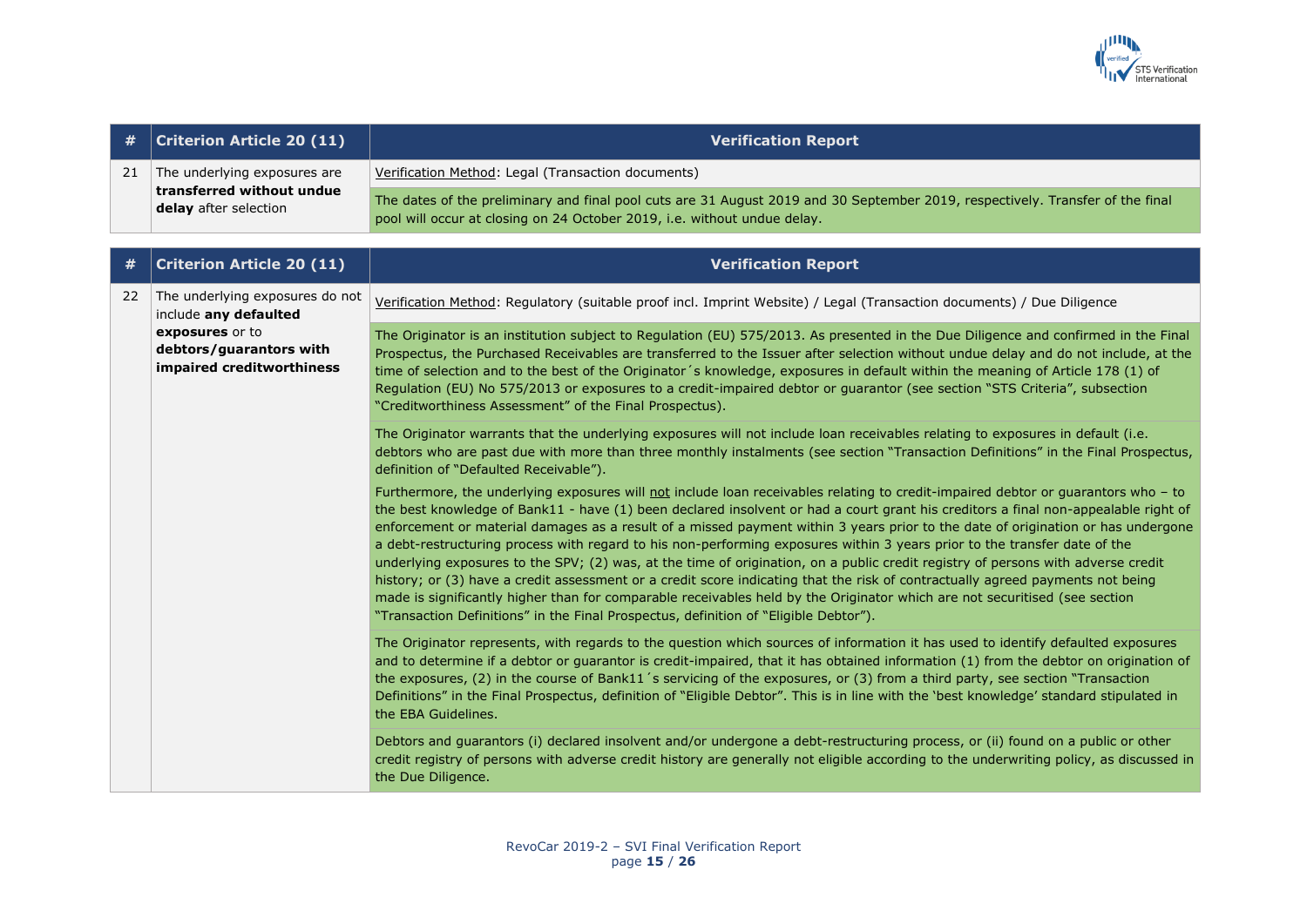| # | Criterion Article 20 (11) | Verification Report |
|---|---|---|
| 21 | The underlying exposures are **transferred without undue delay** after selection | Verification Method: Legal (Transaction documents) |
| | | The dates of the preliminary and final pool cuts are 31 August 2019 and 30 September 2019, respectively. Transfer of the final pool will occur at closing on 24 October 2019, i.e. without undue delay. |

| # | Criterion Article 20 (11) | Verification Report |
|---|---|---|
| 22 | The underlying exposures do not include **any defaulted exposures** or to **debtors/guarantors with impaired creditworthiness** | Verification Method: Regulatory (suitable proof incl. Imprint Website) / Legal (Transaction documents) / Due Diligence |
| | | The Originator is an institution subject to Regulation (EU) 575/2013. As presented in the Due Diligence and confirmed in the Final Prospectus, the Purchased Receivables are transferred to the Issuer after selection without undue delay and do not include, at the time of selection and to the best of the Originator´s knowledge, exposures in default within the meaning of Article 178 (1) of Regulation (EU) No 575/2013 or exposures to a credit-impaired debtor or guarantor (see section "STS Criteria", subsection "Creditworthiness Assessment" of the Final Prospectus). |
| | | The Originator warrants that the underlying exposures will not include loan receivables relating to exposures in default (i.e. debtors who are past due with more than three monthly instalments (see section "Transaction Definitions" in the Final Prospectus, definition of "Defaulted Receivable").<br><br>Furthermore, the underlying exposures will not include loan receivables relating to credit-impaired debtor or guarantors who – to the best knowledge of Bank11 - have (1) been declared insolvent or had a court grant his creditors a final non-appealable right of enforcement or material damages as a result of a missed payment within 3 years prior to the date of origination or has undergone a debt-restructuring process with regard to his non-performing exposures within 3 years prior to the transfer date of the underlying exposures to the SPV; (2) was, at the time of origination, on a public credit registry of persons with adverse credit history; or (3) have a credit assessment or a credit score indicating that the risk of contractually agreed payments not being made is significantly higher than for comparable receivables held by the Originator which are not securitised (see section "Transaction Definitions" in the Final Prospectus, definition of "Eligible Debtor"). |
| | | The Originator represents, with regards to the question which sources of information it has used to identify defaulted exposures and to determine if a debtor or guarantor is credit-impaired, that it has obtained information (1) from the debtor on origination of the exposures, (2) in the course of Bank11´s servicing of the exposures, or (3) from a third party, see section "Transaction Definitions" in the Final Prospectus, definition of "Eligible Debtor". This is in line with the 'best knowledge' standard stipulated in the EBA Guidelines. |
| | | Debtors and guarantors (i) declared insolvent and/or undergone a debt-restructuring process, or (ii) found on a public or other credit registry of persons with adverse credit history are generally not eligible according to the underwriting policy, as discussed in the Due Diligence. |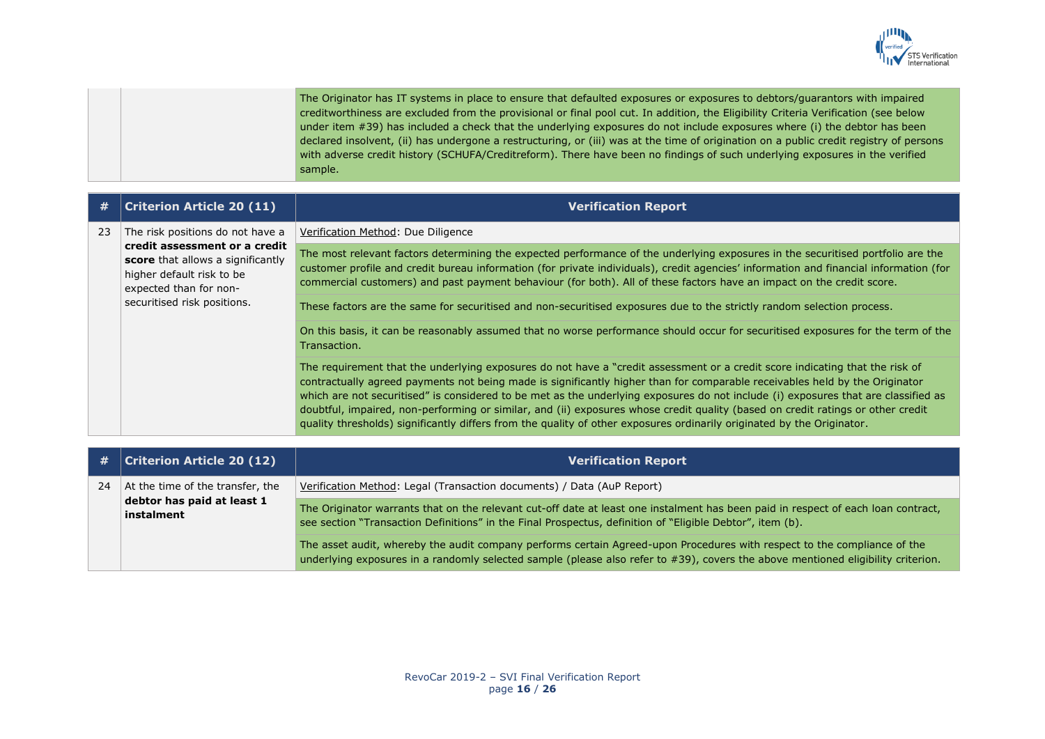| | | |
|---|---|---|
| | | The Originator has IT systems in place to ensure that defaulted exposures or exposures to debtors/guarantors with impaired creditworthiness are excluded from the provisional or final pool cut. In addition, the Eligibility Criteria Verification (see below under item #39) has included a check that the underlying exposures do not include exposures where (i) the debtor has been declared insolvent, (ii) has undergone a restructuring, or (iii) was at the time of origination on a public credit registry of persons with adverse credit history (SCHUFA/Creditreform). There have been no findings of such underlying exposures in the verified sample. |

| # | Criterion Article 20 (11) | Verification Report |
|---|---|---|
| 23 | The risk positions do not have a **credit assessment or a credit score** that allows a significantly higher default risk to be expected than for non-securitised risk positions. | Verification Method: Due Diligence |
| | | The most relevant factors determining the expected performance of the underlying exposures in the securitised portfolio are the customer profile and credit bureau information (for private individuals), credit agencies' information and financial information (for commercial customers) and past payment behaviour (for both). All of these factors have an impact on the credit score. |
| | | These factors are the same for securitised and non-securitised exposures due to the strictly random selection process. |
| | | On this basis, it can be reasonably assumed that no worse performance should occur for securitised exposures for the term of the Transaction. |
| | | The requirement that the underlying exposures do not have a "credit assessment or a credit score indicating that the risk of contractually agreed payments not being made is significantly higher than for comparable receivables held by the Originator which are not securitised" is considered to be met as the underlying exposures do not include (i) exposures that are classified as doubtful, impaired, non-performing or similar, and (ii) exposures whose credit quality (based on credit ratings or other credit quality thresholds) significantly differs from the quality of other exposures ordinarily originated by the Originator. |

| # | Criterion Article 20 (12) | Verification Report |
|---|---|---|
| 24 | At the time of the transfer, the **debtor has paid at least 1 instalment** | Verification Method: Legal (Transaction documents) / Data (AuP Report) |
| | | The Originator warrants that on the relevant cut-off date at least one instalment has been paid in respect of each loan contract, see section "Transaction Definitions" in the Final Prospectus, definition of "Eligible Debtor", item (b). |
| | | The asset audit, whereby the audit company performs certain Agreed-upon Procedures with respect to the compliance of the underlying exposures in a randomly selected sample (please also refer to #39), covers the above mentioned eligibility criterion. |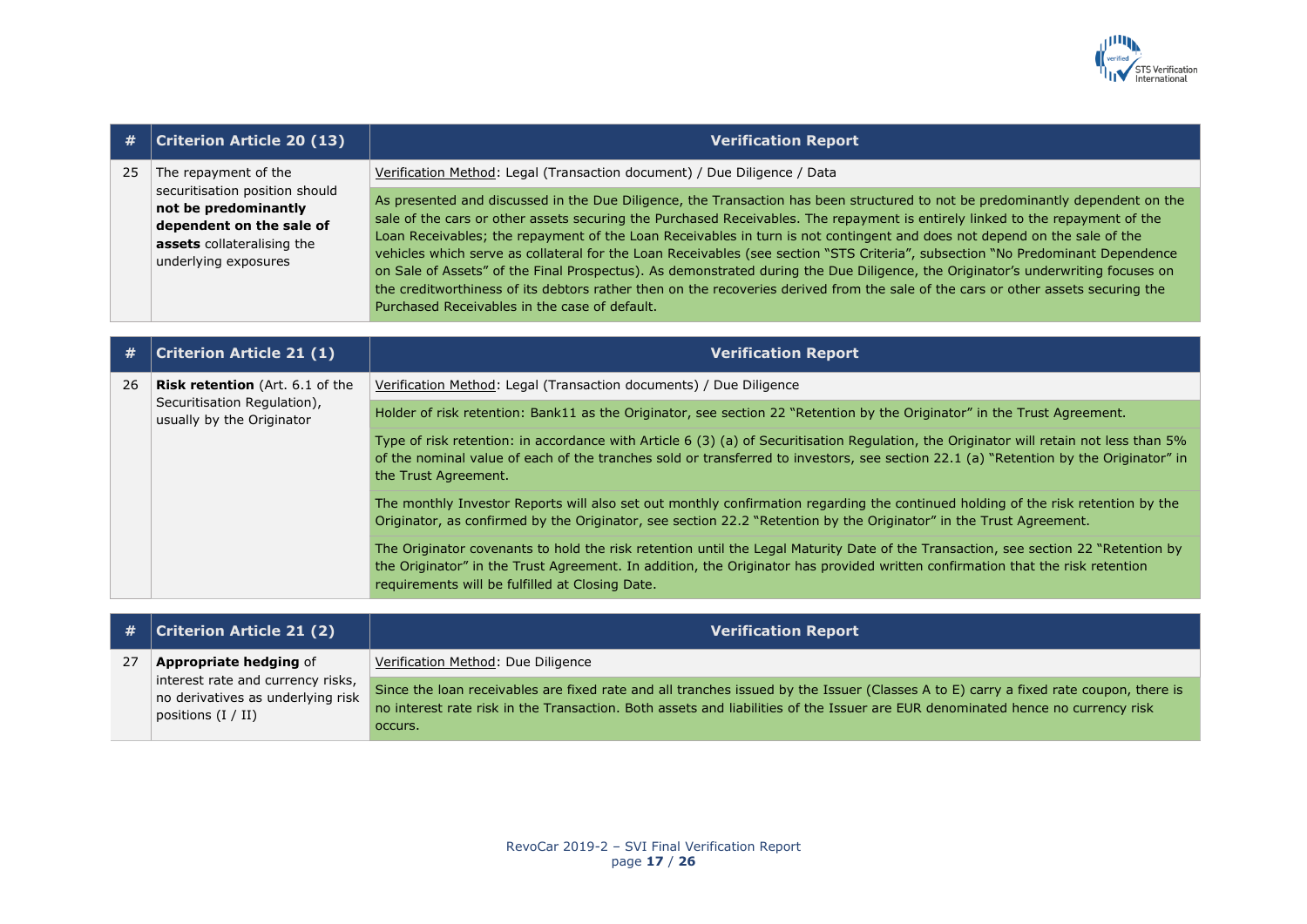| # | Criterion Article 20 (13) | Verification Report |
|---|---|---|
| 25 | The repayment of the securitisation position should **not be predominantly dependent on the sale of assets** collateralising the underlying exposures | Verification Method: Legal (Transaction document) / Due Diligence / Data |
| | | As presented and discussed in the Due Diligence, the Transaction has been structured to not be predominantly dependent on the sale of the cars or other assets securing the Purchased Receivables. The repayment is entirely linked to the repayment of the Loan Receivables; the repayment of the Loan Receivables in turn is not contingent and does not depend on the sale of the vehicles which serve as collateral for the Loan Receivables (see section "STS Criteria", subsection "No Predominant Dependence on Sale of Assets" of the Final Prospectus). As demonstrated during the Due Diligence, the Originator's underwriting focuses on the creditworthiness of its debtors rather then on the recoveries derived from the sale of the cars or other assets securing the Purchased Receivables in the case of default. |

| # | Criterion Article 21 (1) | Verification Report |
|---|---|---|
| 26 | **Risk retention** (Art. 6.1 of the Securitisation Regulation), usually by the Originator | Verification Method: Legal (Transaction documents) / Due Diligence |
| | | Holder of risk retention: Bank11 as the Originator, see section 22 "Retention by the Originator" in the Trust Agreement. |
| | | Type of risk retention: in accordance with Article 6 (3) (a) of Securitisation Regulation, the Originator will retain not less than 5% of the nominal value of each of the tranches sold or transferred to investors, see section 22.1 (a) "Retention by the Originator" in the Trust Agreement. |
| | | The monthly Investor Reports will also set out monthly confirmation regarding the continued holding of the risk retention by the Originator, as confirmed by the Originator, see section 22.2 "Retention by the Originator" in the Trust Agreement. |
| | | The Originator covenants to hold the risk retention until the Legal Maturity Date of the Transaction, see section 22 "Retention by the Originator" in the Trust Agreement. In addition, the Originator has provided written confirmation that the risk retention requirements will be fulfilled at Closing Date. |

| # | Criterion Article 21 (2) | Verification Report |
|---|---|---|
| 27 | **Appropriate hedging** of interest rate and currency risks, no derivatives as underlying risk positions (I / II) | Verification Method: Due Diligence |
| | | Since the loan receivables are fixed rate and all tranches issued by the Issuer (Classes A to E) carry a fixed rate coupon, there is no interest rate risk in the Transaction. Both assets and liabilities of the Issuer are EUR denominated hence no currency risk occurs. |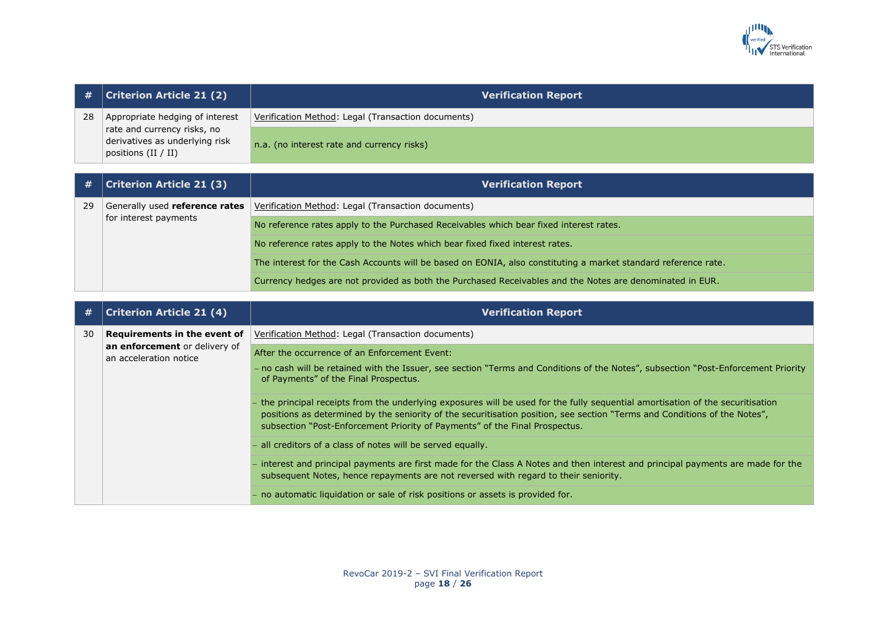| # | Criterion Article 21 (2) | Verification Report |
|---|---|---|
| 28 | Appropriate hedging of interest rate and currency risks, no derivatives as underlying risk positions (II / II) | Verification Method: Legal (Transaction documents) |
| | | n.a. (no interest rate and currency risks) |

| # | Criterion Article 21 (3) | Verification Report |
|---|---|---|
| 29 | Generally used **reference rates** for interest payments | Verification Method: Legal (Transaction documents) |
| | | No reference rates apply to the Purchased Receivables which bear fixed interest rates. |
| | | No reference rates apply to the Notes which bear fixed fixed interest rates. |
| | | The interest for the Cash Accounts will be based on EONIA, also constituting a market standard reference rate. |
| | | Currency hedges are not provided as both the Purchased Receivables and the Notes are denominated in EUR. |

| # | Criterion Article 21 (4) | Verification Report |
|---|---|---|
| 30 | **Requirements in the event of an enforcement** or delivery of an acceleration notice | Verification Method: Legal (Transaction documents) |
| | | After the occurrence of an Enforcement Event:<br>– no cash will be retained with the Issuer, see section "Terms and Conditions of the Notes", subsection "Post-Enforcement Priority of Payments" of the Final Prospectus. |
| | | – the principal receipts from the underlying exposures will be used for the fully sequential amortisation of the securitisation positions as determined by the seniority of the securitisation position, see section "Terms and Conditions of the Notes", subsection "Post-Enforcement Priority of Payments" of the Final Prospectus. |
| | | – all creditors of a class of notes will be served equally. |
| | | – interest and principal payments are first made for the Class A Notes and then interest and principal payments are made for the subsequent Notes, hence repayments are not reversed with regard to their seniority. |
| | | – no automatic liquidation or sale of risk positions or assets is provided for. |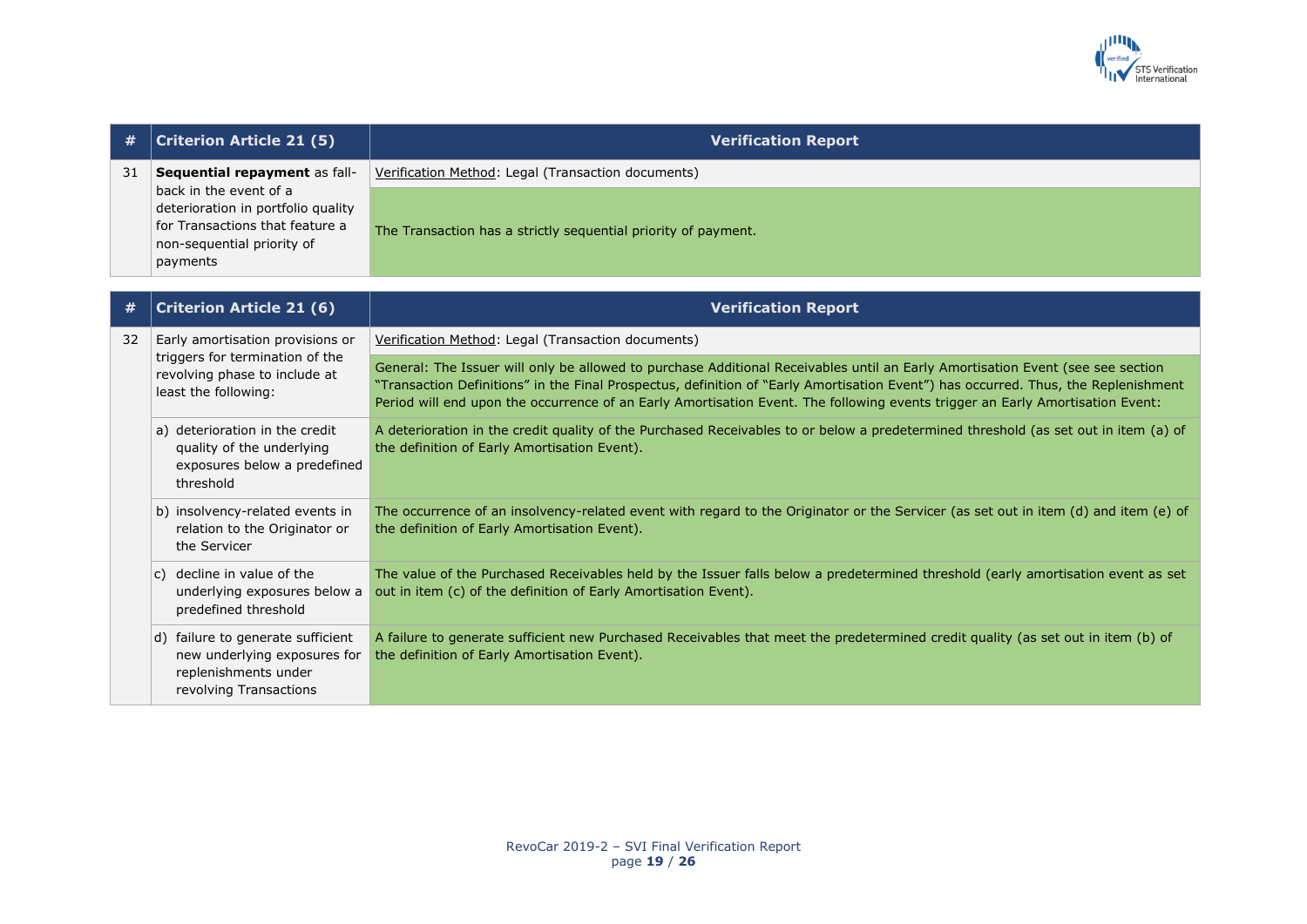| # | Criterion Article 21 (5) | Verification Report |
|---|---|---|
| 31 | **Sequential repayment** as fall-back in the event of a deterioration in portfolio quality for Transactions that feature a non-sequential priority of payments | Verification Method: Legal (Transaction documents) |
| | | The Transaction has a strictly sequential priority of payment. |

| # | Criterion Article 21 (6) | Verification Report |
|---|---|---|
| 32 | Early amortisation provisions or triggers for termination of the revolving phase to include at least the following: | Verification Method: Legal (Transaction documents) |
| | | General: The Issuer will only be allowed to purchase Additional Receivables until an Early Amortisation Event (see see section "Transaction Definitions" in the Final Prospectus, definition of "Early Amortisation Event") has occurred. Thus, the Replenishment Period will end upon the occurrence of an Early Amortisation Event. The following events trigger an Early Amortisation Event: |
| | a) deterioration in the credit quality of the underlying exposures below a predefined threshold | A deterioration in the credit quality of the Purchased Receivables to or below a predetermined threshold (as set out in item (a) of the definition of Early Amortisation Event). |
| | b) insolvency-related events in relation to the Originator or the Servicer | The occurrence of an insolvency-related event with regard to the Originator or the Servicer (as set out in item (d) and item (e) of the definition of Early Amortisation Event). |
| | c) decline in value of the underlying exposures below a predefined threshold | The value of the Purchased Receivables held by the Issuer falls below a predetermined threshold (early amortisation event as set out in item (c) of the definition of Early Amortisation Event). |
| | d) failure to generate sufficient new underlying exposures for replenishments under revolving Transactions | A failure to generate sufficient new Purchased Receivables that meet the predetermined credit quality (as set out in item (b) of the definition of Early Amortisation Event). |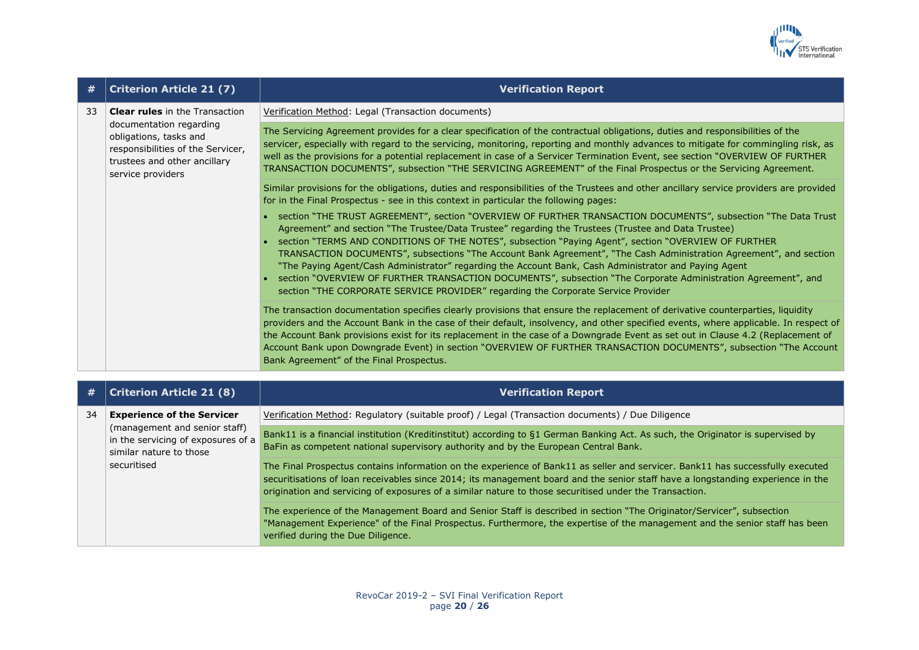| # | Criterion Article 21 (7) | Verification Report |
|---|---|---|
| 33 | **Clear rules** in the Transaction documentation regarding obligations, tasks and responsibilities of the Servicer, trustees and other ancillary service providers | Verification Method: Legal (Transaction documents) |
| | | The Servicing Agreement provides for a clear specification of the contractual obligations, duties and responsibilities of the servicer, especially with regard to the servicing, monitoring, reporting and monthly advances to mitigate for commingling risk, as well as the provisions for a potential replacement in case of a Servicer Termination Event, see section "OVERVIEW OF FURTHER TRANSACTION DOCUMENTS", subsection "THE SERVICING AGREEMENT" of the Final Prospectus or the Servicing Agreement. |
| | | Similar provisions for the obligations, duties and responsibilities of the Trustees and other ancillary service providers are provided for in the Final Prospectus - see in this context in particular the following pages:<br>• section "THE TRUST AGREEMENT", section "OVERVIEW OF FURTHER TRANSACTION DOCUMENTS", subsection "The Data Trust Agreement" and section "The Trustee/Data Trustee" regarding the Trustees (Trustee and Data Trustee)<br>• section "TERMS AND CONDITIONS OF THE NOTES", subsection "Paying Agent", section "OVERVIEW OF FURTHER TRANSACTION DOCUMENTS", subsections "The Account Bank Agreement", "The Cash Administration Agreement", and section "The Paying Agent/Cash Administrator" regarding the Account Bank, Cash Administrator and Paying Agent<br>• section "OVERVIEW OF FURTHER TRANSACTION DOCUMENTS", subsection "The Corporate Administration Agreement", and section "THE CORPORATE SERVICE PROVIDER" regarding the Corporate Service Provider |
| | | The transaction documentation specifies clearly provisions that ensure the replacement of derivative counterparties, liquidity providers and the Account Bank in the case of their default, insolvency, and other specified events, where applicable. In respect of the Account Bank provisions exist for its replacement in the case of a Downgrade Event as set out in Clause 4.2 (Replacement of Account Bank upon Downgrade Event) in section "OVERVIEW OF FURTHER TRANSACTION DOCUMENTS", subsection "The Account Bank Agreement" of the Final Prospectus. |

| # | Criterion Article 21 (8) | Verification Report |
|---|---|---|
| 34 | **Experience of the Servicer** (management and senior staff) in the servicing of exposures of a similar nature to those securitised | Verification Method: Regulatory (suitable proof) / Legal (Transaction documents) / Due Diligence |
| | | Bank11 is a financial institution (Kreditinstitut) according to §1 German Banking Act. As such, the Originator is supervised by BaFin as competent national supervisory authority and by the European Central Bank. |
| | | The Final Prospectus contains information on the experience of Bank11 as seller and servicer. Bank11 has successfully executed securitisations of loan receivables since 2014; its management board and the senior staff have a longstanding experience in the origination and servicing of exposures of a similar nature to those securitised under the Transaction. |
| | | The experience of the Management Board and Senior Staff is described in section "The Originator/Servicer", subsection "Management Experience" of the Final Prospectus. Furthermore, the expertise of the management and the senior staff has been verified during the Due Diligence. |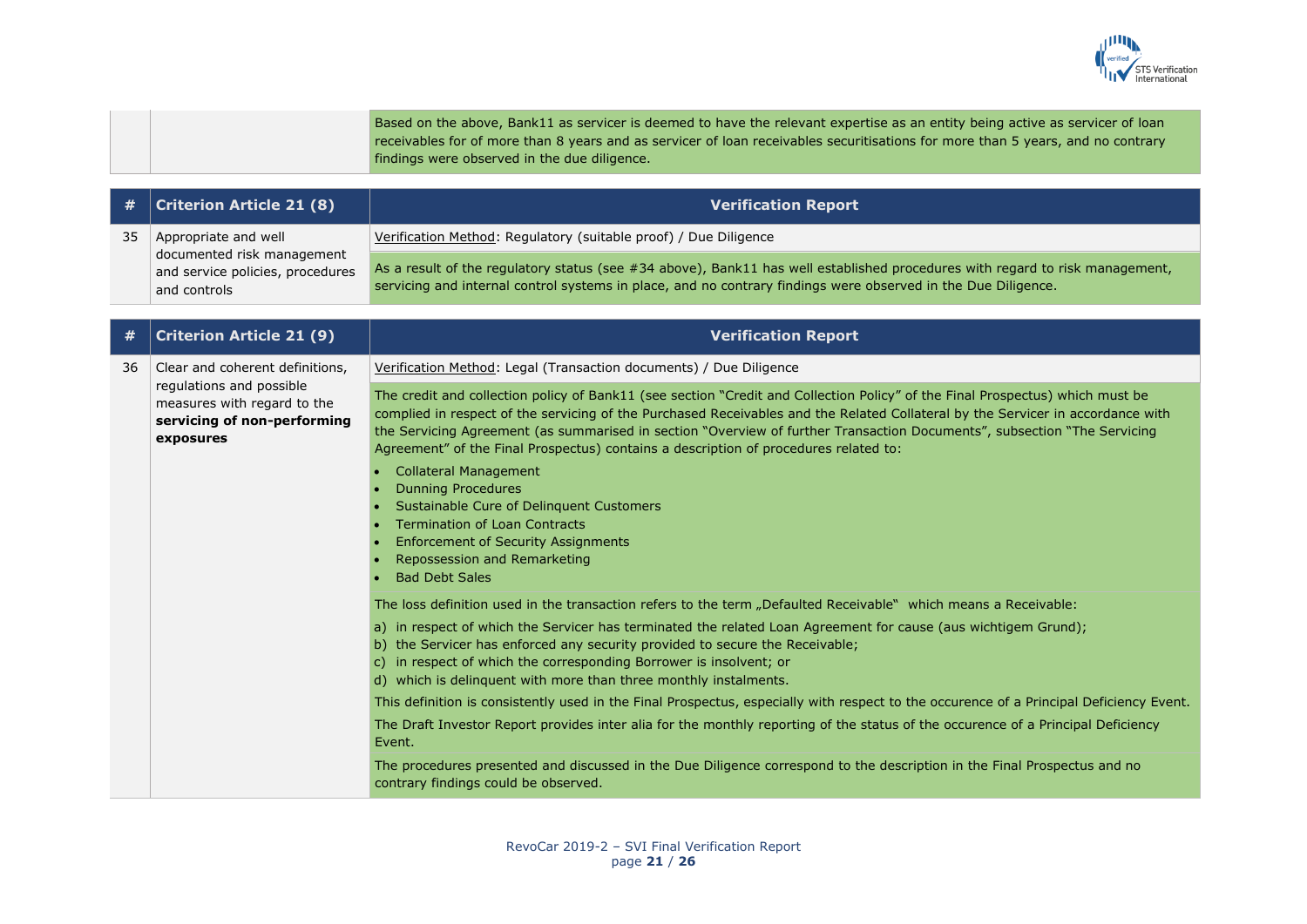| | | |
|---|---|---|
| | | Based on the above, Bank11 as servicer is deemed to have the relevant expertise as an entity being active as servicer of loan receivables for of more than 8 years and as servicer of loan receivables securitisations for more than 5 years, and no contrary findings were observed in the due diligence. |

| # | Criterion Article 21 (8) | Verification Report |
|---|---|---|
| 35 | Appropriate and well documented risk management and service policies, procedures and controls | Verification Method: Regulatory (suitable proof) / Due Diligence |
| | | As a result of the regulatory status (see #34 above), Bank11 has well established procedures with regard to risk management, servicing and internal control systems in place, and no contrary findings were observed in the Due Diligence. |

| # | Criterion Article 21 (9) | Verification Report |
|---|---|---|
| 36 | Clear and coherent definitions, regulations and possible measures with regard to the **servicing of non-performing exposures** | Verification Method: Legal (Transaction documents) / Due Diligence |
| | | The credit and collection policy of Bank11 (see section "Credit and Collection Policy" of the Final Prospectus) which must be complied in respect of the servicing of the Purchased Receivables and the Related Collateral by the Servicer in accordance with the Servicing Agreement (as summarised in section "Overview of further Transaction Documents", subsection "The Servicing Agreement" of the Final Prospectus) contains a description of procedures related to:<br>• Collateral Management<br>• Dunning Procedures<br>• Sustainable Cure of Delinquent Customers<br>• Termination of Loan Contracts<br>• Enforcement of Security Assignments<br>• Repossession and Remarketing<br>• Bad Debt Sales |
| | | The loss definition used in the transaction refers to the term „Defaulted Receivable" which means a Receivable:<br>a) in respect of which the Servicer has terminated the related Loan Agreement for cause (aus wichtigem Grund);<br>b) the Servicer has enforced any security provided to secure the Receivable;<br>c) in respect of which the corresponding Borrower is insolvent; or<br>d) which is delinquent with more than three monthly instalments.<br>This definition is consistently used in the Final Prospectus, especially with respect to the occurence of a Principal Deficiency Event.<br>The Draft Investor Report provides inter alia for the monthly reporting of the status of the occurence of a Principal Deficiency Event. |
| | | The procedures presented and discussed in the Due Diligence correspond to the description in the Final Prospectus and no contrary findings could be observed. |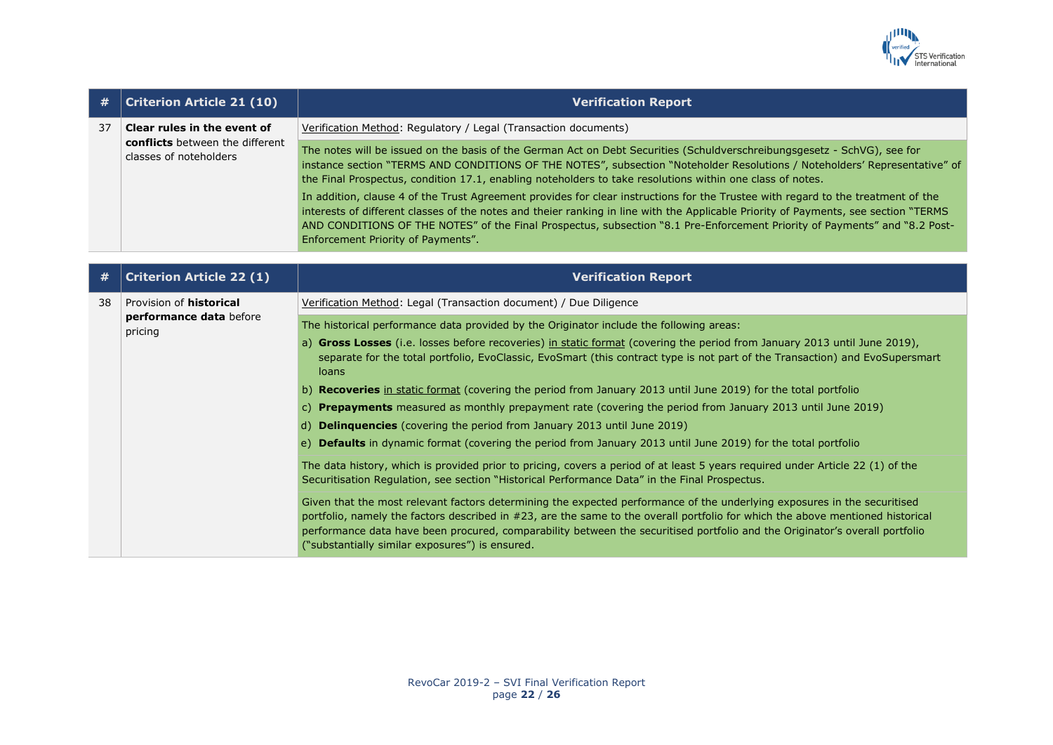| # | Criterion Article 21 (10) | Verification Report |
|---|---|---|
| 37 | **Clear rules in the event of conflicts** between the different classes of noteholders | Verification Method: Regulatory / Legal (Transaction documents)<br><br>The notes will be issued on the basis of the German Act on Debt Securities (Schuldverschreibungsgesetz - SchVG), see for instance section "TERMS AND CONDITIONS OF THE NOTES", subsection "Noteholder Resolutions / Noteholders' Representative" of the Final Prospectus, condition 17.1, enabling noteholders to take resolutions within one class of notes.<br><br>In addition, clause 4 of the Trust Agreement provides for clear instructions for the Trustee with regard to the treatment of the interests of different classes of the notes and theier ranking in line with the Applicable Priority of Payments, see section "TERMS AND CONDITIONS OF THE NOTES" of the Final Prospectus, subsection "8.1 Pre-Enforcement Priority of Payments" and "8.2 Post-Enforcement Priority of Payments". |

| # | Criterion Article 22 (1) | Verification Report |
|---|---|---|
| 38 | Provision of **historical performance data** before pricing | Verification Method: Legal (Transaction document) / Due Diligence<br><br>The historical performance data provided by the Originator include the following areas:<br>a) **Gross Losses** (i.e. losses before recoveries) in static format (covering the period from January 2013 until June 2019), separate for the total portfolio, EvoClassic, EvoSmart (this contract type is not part of the Transaction) and EvoSupersmart loans<br>b) **Recoveries** in static format (covering the period from January 2013 until June 2019) for the total portfolio<br>c) **Prepayments** measured as monthly prepayment rate (covering the period from January 2013 until June 2019)<br>d) **Delinquencies** (covering the period from January 2013 until June 2019)<br>e) **Defaults** in dynamic format (covering the period from January 2013 until June 2019) for the total portfolio<br><br>The data history, which is provided prior to pricing, covers a period of at least 5 years required under Article 22 (1) of the Securitisation Regulation, see section "Historical Performance Data" in the Final Prospectus.<br><br>Given that the most relevant factors determining the expected performance of the underlying exposures in the securitised portfolio, namely the factors described in #23, are the same to the overall portfolio for which the above mentioned historical performance data have been procured, comparability between the securitised portfolio and the Originator's overall portfolio ("substantially similar exposures") is ensured. |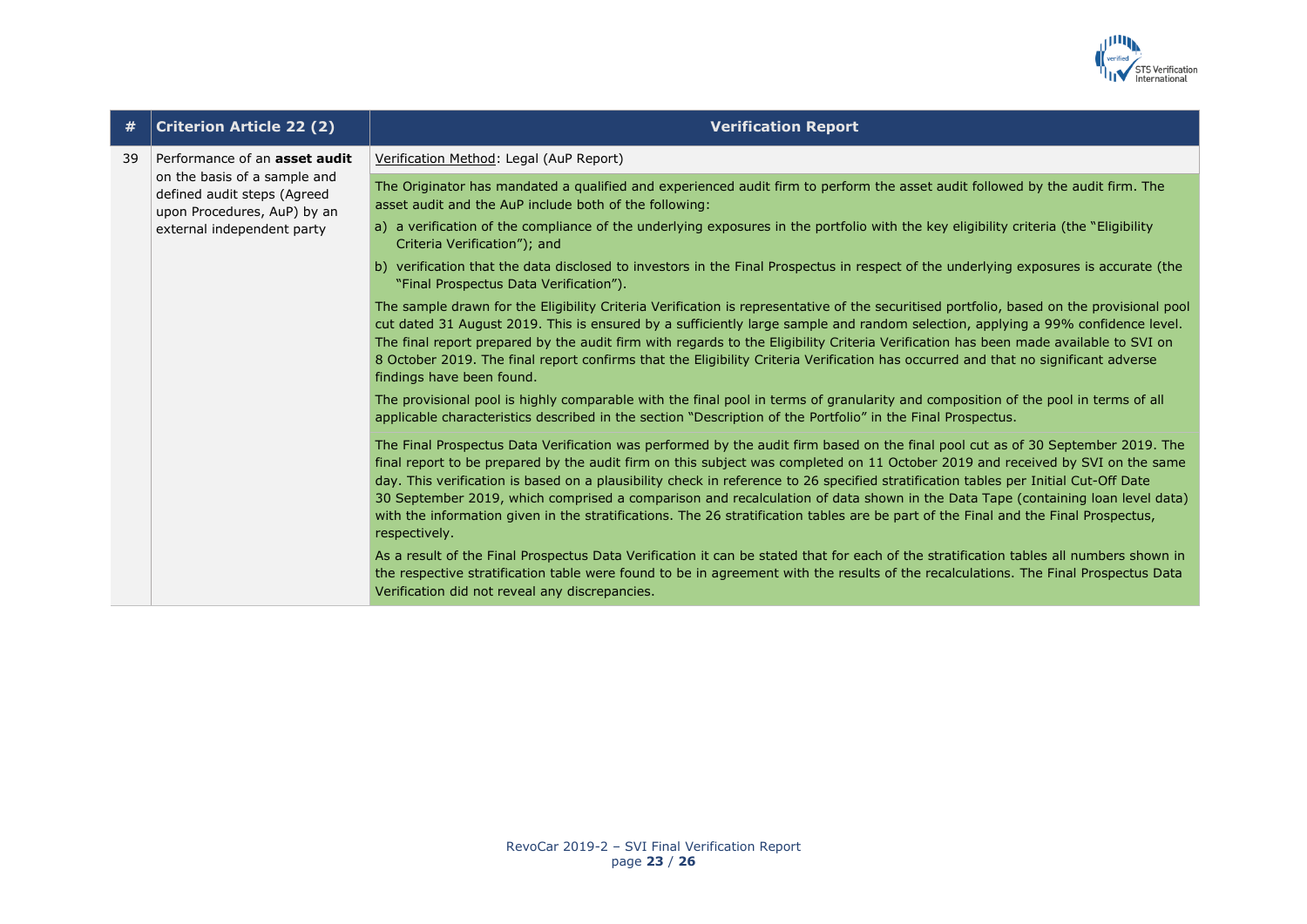| # | Criterion Article 22 (2) | Verification Report |
|---|---|---|
| 39 | Performance of an **asset audit** on the basis of a sample and defined audit steps (Agreed upon Procedures, AuP) by an external independent party | <u>Verification Method</u>: Legal (AuP Report) |
| | | The Originator has mandated a qualified and experienced audit firm to perform the asset audit followed by the audit firm. The asset audit and the AuP include both of the following:<br>a) a verification of the compliance of the underlying exposures in the portfolio with the key eligibility criteria (the "Eligibility Criteria Verification"); and<br>b) verification that the data disclosed to investors in the Final Prospectus in respect of the underlying exposures is accurate (the "Final Prospectus Data Verification").<br>The sample drawn for the Eligibility Criteria Verification is representative of the securitised portfolio, based on the provisional pool cut dated 31 August 2019. This is ensured by a sufficiently large sample and random selection, applying a 99% confidence level. The final report prepared by the audit firm with regards to the Eligibility Criteria Verification has been made available to SVI on 8 October 2019. The final report confirms that the Eligibility Criteria Verification has occurred and that no significant adverse findings have been found.<br>The provisional pool is highly comparable with the final pool in terms of granularity and composition of the pool in terms of all applicable characteristics described in the section "Description of the Portfolio" in the Final Prospectus. |
| | | The Final Prospectus Data Verification was performed by the audit firm based on the final pool cut as of 30 September 2019. The final report to be prepared by the audit firm on this subject was completed on 11 October 2019 and received by SVI on the same day. This verification is based on a plausibility check in reference to 26 specified stratification tables per Initial Cut-Off Date 30 September 2019, which comprised a comparison and recalculation of data shown in the Data Tape (containing loan level data) with the information given in the stratifications. The 26 stratification tables are be part of the Final and the Final Prospectus, respectively.<br>As a result of the Final Prospectus Data Verification it can be stated that for each of the stratification tables all numbers shown in the respective stratification table were found to be in agreement with the results of the recalculations. The Final Prospectus Data Verification did not reveal any discrepancies. |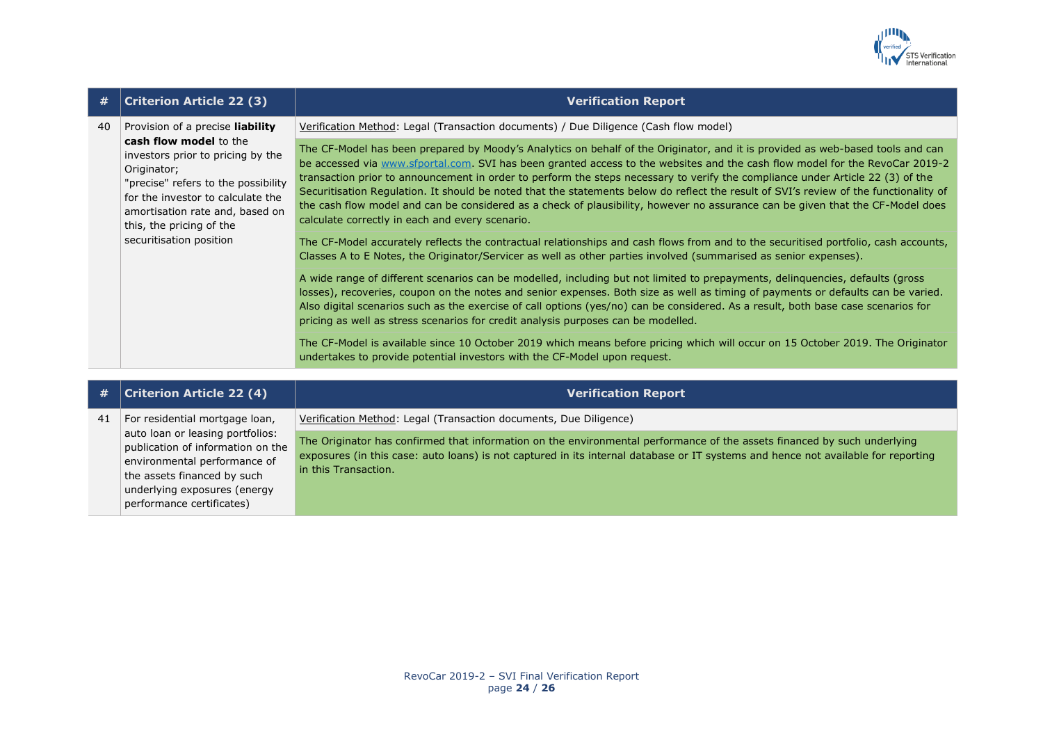| # | Criterion Article 22 (3) | Verification Report |
|---|---|---|
| 40 | Provision of a precise **liability cash flow model** to the investors prior to pricing by the Originator;<br>"precise" refers to the possibility for the investor to calculate the amortisation rate and, based on this, the pricing of the securitisation position | Verification Method: Legal (Transaction documents) / Due Diligence (Cash flow model)<br><br>The CF-Model has been prepared by Moody's Analytics on behalf of the Originator, and it is provided as web-based tools and can be accessed via www.sfportal.com. SVI has been granted access to the websites and the cash flow model for the RevoCar 2019-2 transaction prior to announcement in order to perform the steps necessary to verify the compliance under Article 22 (3) of the Securitisation Regulation. It should be noted that the statements below do reflect the result of SVI's review of the functionality of the cash flow model and can be considered as a check of plausibility, however no assurance can be given that the CF-Model does calculate correctly in each and every scenario.<br><br>The CF-Model accurately reflects the contractual relationships and cash flows from and to the securitised portfolio, cash accounts, Classes A to E Notes, the Originator/Servicer as well as other parties involved (summarised as senior expenses).<br><br>A wide range of different scenarios can be modelled, including but not limited to prepayments, delinquencies, defaults (gross losses), recoveries, coupon on the notes and senior expenses. Both size as well as timing of payments or defaults can be varied. Also digital scenarios such as the exercise of call options (yes/no) can be considered. As a result, both base case scenarios for pricing as well as stress scenarios for credit analysis purposes can be modelled.<br><br>The CF-Model is available since 10 October 2019 which means before pricing which will occur on 15 October 2019. The Originator undertakes to provide potential investors with the CF-Model upon request. |

| # | Criterion Article 22 (4) | Verification Report |
|---|---|---|
| 41 | For residential mortgage loan, auto loan or leasing portfolios: publication of information on the environmental performance of the assets financed by such underlying exposures (energy performance certificates) | Verification Method: Legal (Transaction documents, Due Diligence)<br><br>The Originator has confirmed that information on the environmental performance of the assets financed by such underlying exposures (in this case: auto loans) is not captured in its internal database or IT systems and hence not available for reporting in this Transaction. |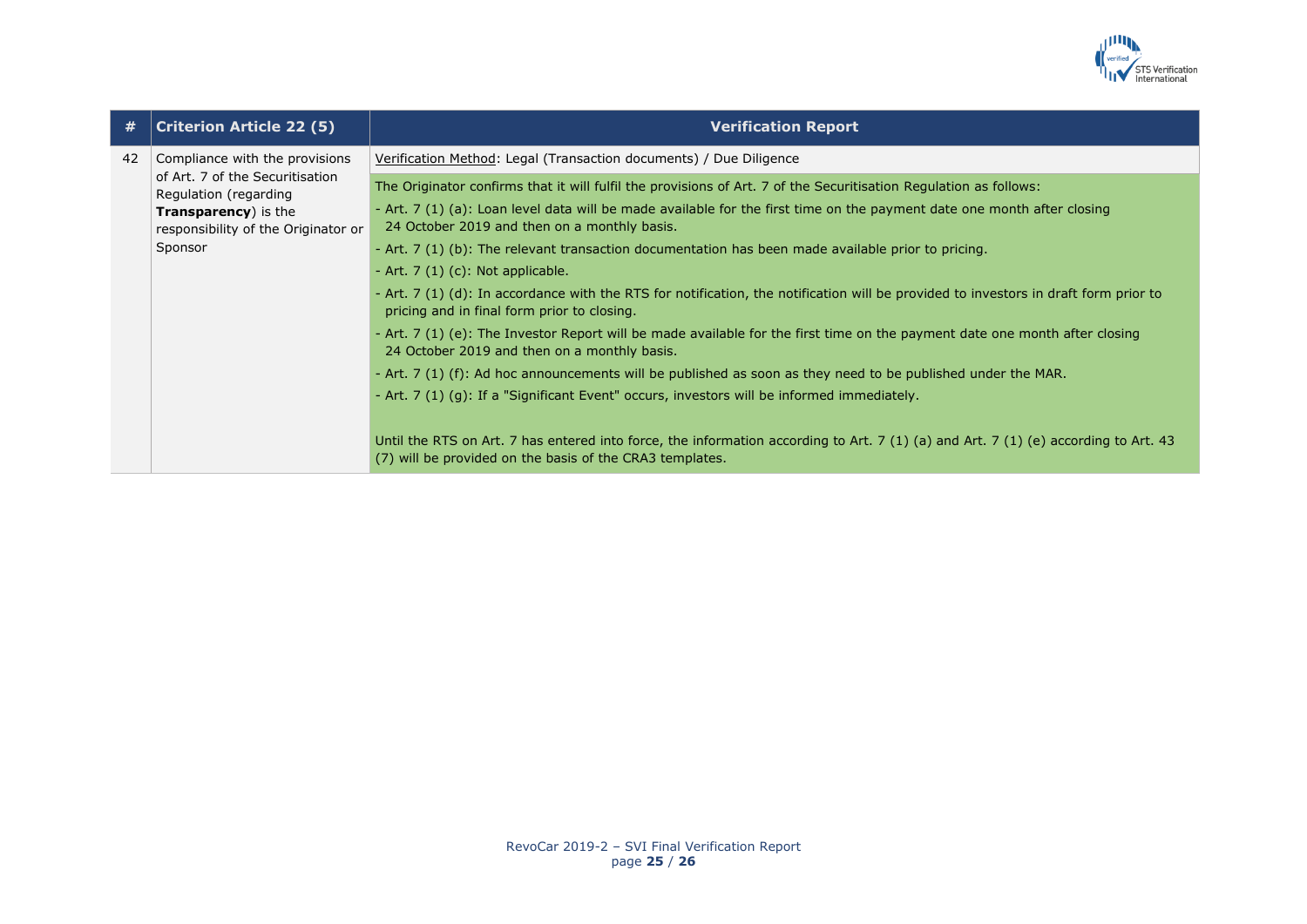| # | Criterion Article 22 (5) | Verification Report |
|---|---|---|
| 42 | Compliance with the provisions of Art. 7 of the Securitisation Regulation (regarding **Transparency**) is the responsibility of the Originator or Sponsor | Verification Method: Legal (Transaction documents) / Due Diligence<br><br>The Originator confirms that it will fulfil the provisions of Art. 7 of the Securitisation Regulation as follows:<br>- Art. 7 (1) (a): Loan level data will be made available for the first time on the payment date one month after closing 24 October 2019 and then on a monthly basis.<br>- Art. 7 (1) (b): The relevant transaction documentation has been made available prior to pricing.<br>- Art. 7 (1) (c): Not applicable.<br>- Art. 7 (1) (d): In accordance with the RTS for notification, the notification will be provided to investors in draft form prior to pricing and in final form prior to closing.<br>- Art. 7 (1) (e): The Investor Report will be made available for the first time on the payment date one month after closing 24 October 2019 and then on a monthly basis.<br>- Art. 7 (1) (f): Ad hoc announcements will be published as soon as they need to be published under the MAR.<br>- Art. 7 (1) (g): If a "Significant Event" occurs, investors will be informed immediately.<br><br>Until the RTS on Art. 7 has entered into force, the information according to Art. 7 (1) (a) and Art. 7 (1) (e) according to Art. 43 (7) will be provided on the basis of the CRA3 templates. |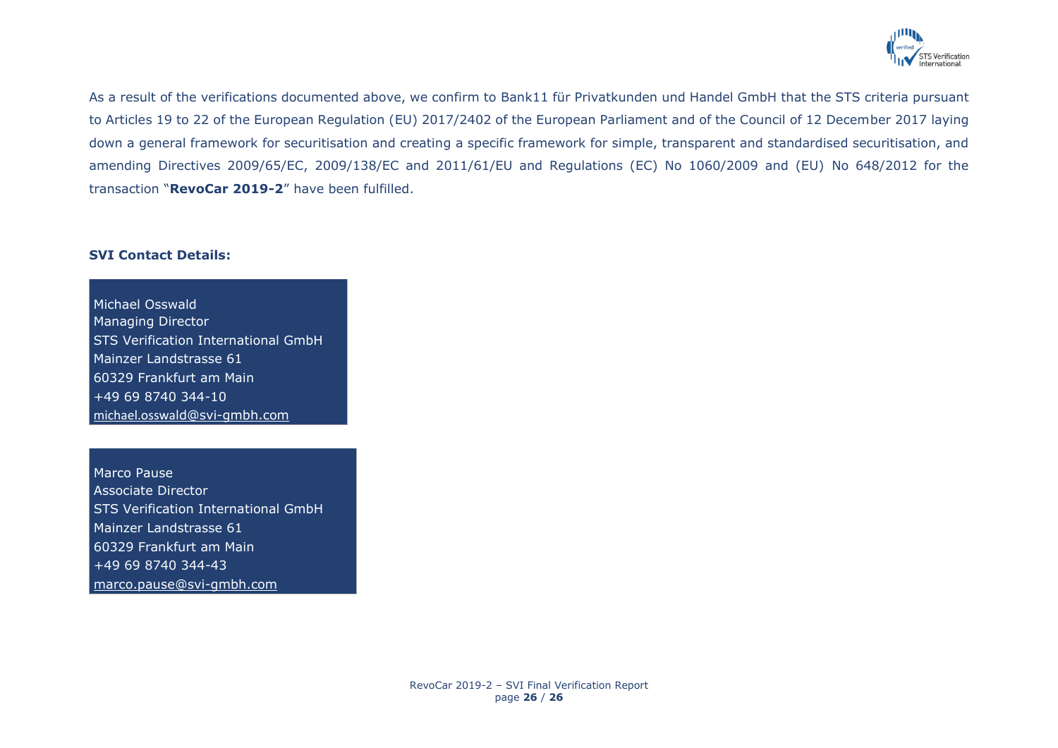As a result of the verifications documented above, we confirm to Bank11 für Privatkunden und Handel GmbH that the STS criteria pursuant to Articles 19 to 22 of the European Regulation (EU) 2017/2402 of the European Parliament and of the Council of 12 December 2017 laying down a general framework for securitisation and creating a specific framework for simple, transparent and standardised securitisation, and amending Directives 2009/65/EC, 2009/138/EC and 2011/61/EU and Regulations (EC) No 1060/2009 and (EU) No 648/2012 for the transaction "**RevoCar 2019-2**" have been fulfilled.

**SVI Contact Details:**

Michael Osswald
Managing Director
STS Verification International GmbH
Mainzer Landstrasse 61
60329 Frankfurt am Main
+49 69 8740 344-10
michael.osswald@svi-gmbh.com

Marco Pause
Associate Director
STS Verification International GmbH
Mainzer Landstrasse 61
60329 Frankfurt am Main
+49 69 8740 344-43
marco.pause@svi-gmbh.com